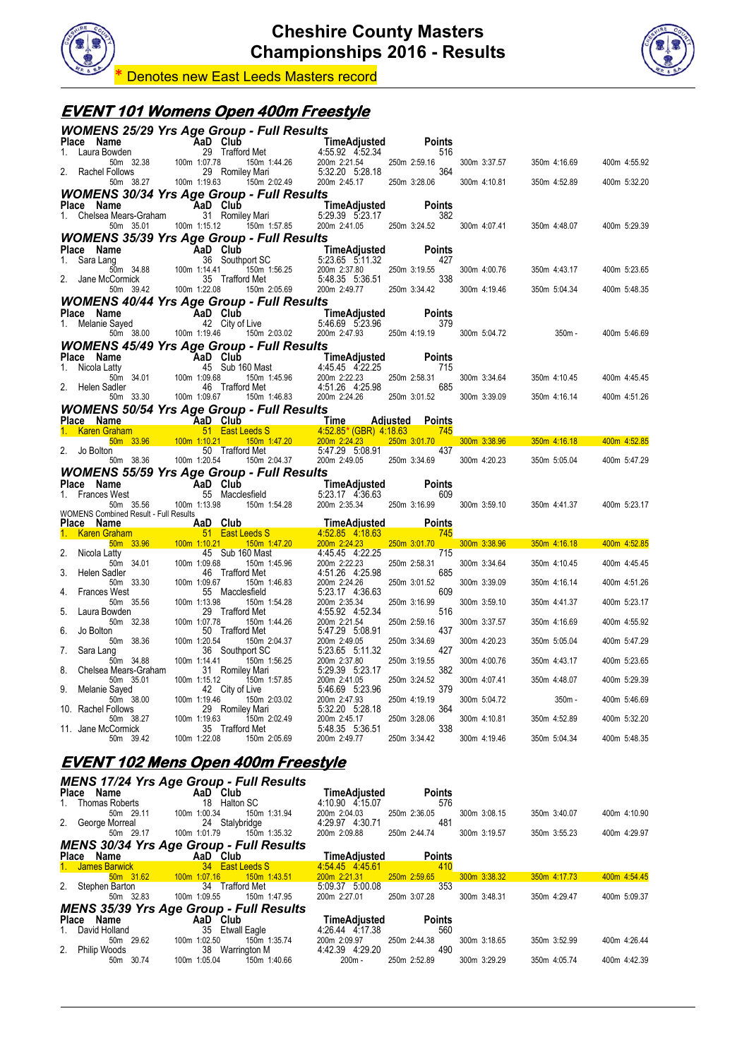# Cheshire County Masters Championships 2016 - Results

\* Denotes new East Leeds Masters record

## EVENT 101 Womens Open 400m Freestyle

### WOMENS 25/29 Yrs Age Group - Full Results

| Place | Name | AaD | Club | Time | Adjusted | Points |
|---|---|---|---|---|---|---|
| 1. | Laura Bowden | 29 | Trafford Met | 4:55.92 | 4:52.34 | 516 |
| | 50m 32.38 | 100m 1:07.78 | 150m 1:44.26 | 200m 2:21.54 | 250m 2:59.16 | 300m 3:37.57 · 350m 4:16.69 · 400m 4:55.92 |
| 2. | Rachel Follows | 29 | Romiley Mari | 5:32.20 | 5:28.18 | 364 |
| | 50m 38.27 | 100m 1:19.63 | 150m 2:02.49 | 200m 2:45.17 | 250m 3:28.06 | 300m 4:10.81 · 350m 4:52.89 · 400m 5:32.20 |

### WOMENS 30/34 Yrs Age Group - Full Results

| Place | Name | AaD | Club | Time | Adjusted | Points |
|---|---|---|---|---|---|---|
| 1. | Chelsea Mears-Graham | 31 | Romiley Mari | 5:29.39 | 5:23.17 | 382 |
| | 50m 35.01 | 100m 1:15.12 | 150m 1:57.85 | 200m 2:41.05 | 250m 3:24.52 | 300m 4:07.41 · 350m 4:48.07 · 400m 5:29.39 |

### WOMENS 35/39 Yrs Age Group - Full Results

| Place | Name | AaD | Club | Time | Adjusted | Points |
|---|---|---|---|---|---|---|
| 1. | Sara Lang | 36 | Southport SC | 5:23.65 | 5:11.32 | 427 |
| | 50m 34.88 | 100m 1:14.41 | 150m 1:56.25 | 200m 2:37.80 | 250m 3:19.55 | 300m 4:00.76 · 350m 4:43.17 · 400m 5:23.65 |
| 2. | Jane McCormick | 35 | Trafford Met | 5:48.35 | 5:36.51 | 338 |
| | 50m 39.42 | 100m 1:22.08 | 150m 2:05.69 | 200m 2:49.77 | 250m 3:34.42 | 300m 4:19.46 · 350m 5:04.34 · 400m 5:48.35 |

### WOMENS 40/44 Yrs Age Group - Full Results

| Place | Name | AaD | Club | Time | Adjusted | Points |
|---|---|---|---|---|---|---|
| 1. | Melanie Sayed | 42 | City of Live | 5:46.69 | 5:23.96 | 379 |
| | 50m 38.00 | 100m 1:19.46 | 150m 2:03.02 | 200m 2:47.93 | 250m 4:19.19 | 300m 5:04.72 · 350m - · 400m 5:46.69 |

### WOMENS 45/49 Yrs Age Group - Full Results

| Place | Name | AaD | Club | Time | Adjusted | Points |
|---|---|---|---|---|---|---|
| 1. | Nicola Latty | 45 | Sub 160 Mast | 4:45.45 | 4:22.25 | 715 |
| | 50m 34.01 | 100m 1:09.68 | 150m 1:45.96 | 200m 2:22.23 | 250m 2:58.31 | 300m 3:34.64 · 350m 4:10.45 · 400m 4:45.45 |
| 2. | Helen Sadler | 46 | Trafford Met | 4:51.26 | 4:25.98 | 685 |
| | 50m 33.30 | 100m 1:09.67 | 150m 1:46.83 | 200m 2:24.26 | 250m 3:01.52 | 300m 3:39.09 · 350m 4:16.14 · 400m 4:51.26 |

### WOMENS 50/54 Yrs Age Group - Full Results

| Place | Name | AaD | Club | Time | Adjusted | Points |
|---|---|---|---|---|---|---|
| 1. | Karen Graham | 51 | East Leeds S | 4:52.85* (GBR) | 4:18.63 | 745 |
| | 50m 33.96 | 100m 1:10.21 | 150m 1:47.20 | 200m 2:24.23 | 250m 3:01.70 | 300m 3:38.96 · 350m 4:16.18 · 400m 4:52.85 |
| 2. | Jo Bolton | 50 | Trafford Met | 5:47.29 | 5:08.91 | 437 |
| | 50m 38.36 | 100m 1:20.54 | 150m 2:04.37 | 200m 2:49.05 | 250m 3:34.69 | 300m 4:20.23 · 350m 5:05.04 · 400m 5:47.29 |

### WOMENS 55/59 Yrs Age Group - Full Results

| Place | Name | AaD | Club | Time | Adjusted | Points |
|---|---|---|---|---|---|---|
| 1. | Frances West | 55 | Macclesfield | 5:23.17 | 4:36.63 | 609 |
| | 50m 35.56 | 100m 1:13.98 | 150m 1:54.28 | 200m 2:35.34 | 250m 3:16.99 | 300m 3:59.10 · 350m 4:41.37 · 400m 5:23.17 |

### WOMENS Combined Result - Full Results

| Place | Name | AaD | Club | Time | Adjusted | Points |
|---|---|---|---|---|---|---|
| 1. | Karen Graham | 51 | East Leeds S | 4:52.85 | 4:18.63 | 745 |
| | 50m 33.96 | 100m 1:10.21 | 150m 1:47.20 | 200m 2:24.23 | 250m 3:01.70 | 300m 3:38.96 · 350m 4:16.18 · 400m 4:52.85 |
| 2. | Nicola Latty | 45 | Sub 160 Mast | 4:45.45 | 4:22.25 | 715 |
| | 50m 34.01 | 100m 1:09.68 | 150m 1:45.96 | 200m 2:22.23 | 250m 2:58.31 | 300m 3:34.64 · 350m 4:10.45 · 400m 4:45.45 |
| 3. | Helen Sadler | 46 | Trafford Met | 4:51.26 | 4:25.98 | 685 |
| | 50m 33.30 | 100m 1:09.67 | 150m 1:46.83 | 200m 2:24.26 | 250m 3:01.52 | 300m 3:39.09 · 350m 4:16.14 · 400m 4:51.26 |
| 4. | Frances West | 55 | Macclesfield | 5:23.17 | 4:36.63 | 609 |
| | 50m 35.56 | 100m 1:13.98 | 150m 1:54.28 | 200m 2:35.34 | 250m 3:16.99 | 300m 3:59.10 · 350m 4:41.37 · 400m 5:23.17 |
| 5. | Laura Bowden | 29 | Trafford Met | 4:55.92 | 4:52.34 | 516 |
| | 50m 32.38 | 100m 1:07.78 | 150m 1:44.26 | 200m 2:21.54 | 250m 2:59.16 | 300m 3:37.57 · 350m 4:16.69 · 400m 4:55.92 |
| 6. | Jo Bolton | 50 | Trafford Met | 5:47.29 | 5:08.91 | 437 |
| | 50m 38.36 | 100m 1:20.54 | 150m 2:04.37 | 200m 2:49.05 | 250m 3:34.69 | 300m 4:20.23 · 350m 5:05.04 · 400m 5:47.29 |
| 7. | Sara Lang | 36 | Southport SC | 5:23.65 | 5:11.32 | 427 |
| | 50m 34.88 | 100m 1:14.41 | 150m 1:56.25 | 200m 2:37.80 | 250m 3:19.55 | 300m 4:00.76 · 350m 4:43.17 · 400m 5:23.65 |
| 8. | Chelsea Mears-Graham | 31 | Romiley Mari | 5:29.39 | 5:23.17 | 382 |
| | 50m 35.01 | 100m 1:15.12 | 150m 1:57.85 | 200m 2:41.05 | 250m 3:24.52 | 300m 4:07.41 · 350m 4:48.07 · 400m 5:29.39 |
| 9. | Melanie Sayed | 42 | City of Live | 5:46.69 | 5:23.96 | 379 |
| | 50m 38.00 | 100m 1:19.46 | 150m 2:03.02 | 200m 2:47.93 | 250m 4:19.19 | 300m 5:04.72 · 350m - · 400m 5:46.69 |
| 10. | Rachel Follows | 29 | Romiley Mari | 5:32.20 | 5:28.18 | 364 |
| | 50m 38.27 | 100m 1:19.63 | 150m 2:02.49 | 200m 2:45.17 | 250m 3:28.06 | 300m 4:10.81 · 350m 4:52.89 · 400m 5:32.20 |
| 11. | Jane McCormick | 35 | Trafford Met | 5:48.35 | 5:36.51 | 338 |
| | 50m 39.42 | 100m 1:22.08 | 150m 2:05.69 | 200m 2:49.77 | 250m 3:34.42 | 300m 4:19.46 · 350m 5:04.34 · 400m 5:48.35 |

## EVENT 102 Mens Open 400m Freestyle

### MENS 17/24 Yrs Age Group - Full Results

| Place | Name | AaD | Club | Time | Adjusted | Points |
|---|---|---|---|---|---|---|
| 1. | Thomas Roberts | 18 | Halton SC | 4:10.90 | 4:15.07 | 576 |
| | 50m 29.11 | 100m 1:00.34 | 150m 1:31.94 | 200m 2:04.03 | 250m 2:36.05 | 300m 3:08.15 · 350m 3:40.07 · 400m 4:10.90 |
| 2. | George Morreal | 24 | Stalybridge | 4:29.97 | 4:30.71 | 481 |
| | 50m 29.17 | 100m 1:01.79 | 150m 1:35.32 | 200m 2:09.88 | 250m 2:44.74 | 300m 3:19.57 · 350m 3:55.23 · 400m 4:29.97 |

### MENS 30/34 Yrs Age Group - Full Results

| Place | Name | AaD | Club | Time | Adjusted | Points |
|---|---|---|---|---|---|---|
| 1. | James Barwick | 34 | East Leeds S | 4:54.45 | 4:45.61 | 410 |
| | 50m 31.62 | 100m 1:07.16 | 150m 1:43.51 | 200m 2:21.31 | 250m 2:59.65 | 300m 3:38.32 · 350m 4:17.73 · 400m 4:54.45 |
| 2. | Stephen Barton | 34 | Trafford Met | 5:09.37 | 5:00.08 | 353 |
| | 50m 32.83 | 100m 1:09.55 | 150m 1:47.95 | 200m 2:27.01 | 250m 3:07.28 | 300m 3:48.31 · 350m 4:29.47 · 400m 5:09.37 |

### MENS 35/39 Yrs Age Group - Full Results

| Place | Name | AaD | Club | Time | Adjusted | Points |
|---|---|---|---|---|---|---|
| 1. | David Holland | 35 | Etwall Eagle | 4:26.44 | 4:17.38 | 560 |
| | 50m 29.62 | 100m 1:02.50 | 150m 1:35.74 | 200m 2:09.97 | 250m 2:44.38 | 300m 3:18.65 · 350m 3:52.99 · 400m 4:26.44 |
| 2. | Philip Woods | 38 | Warrington M | 4:42.39 | 4:29.20 | 490 |
| | 50m 30.74 | 100m 1:05.04 | 150m 1:40.66 | 200m - | 250m 2:52.89 | 300m 3:29.29 · 350m 4:05.74 · 400m 4:42.39 |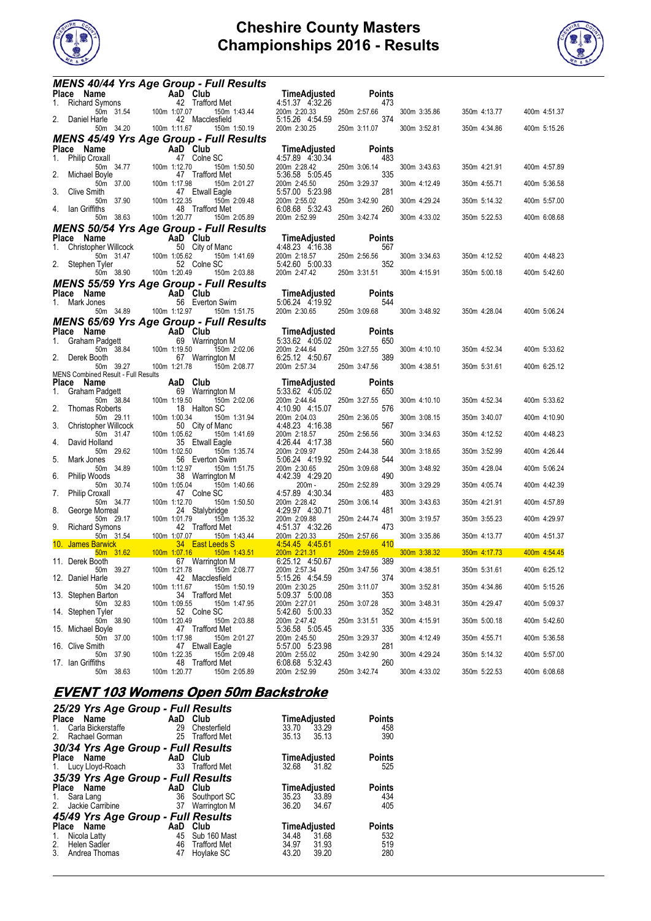# Cheshire County Masters Championships 2016 - Results

## MENS 40/44 Yrs Age Group - Full Results

| Place | Name | AaD | Club | Time | Adjusted | Points |
|---|---|---|---|---|---|---|
| 1. | Richard Symons | 42 | Trafford Met | 4:51.37 | 4:32.26 | 473 |
| | 50m 31.54 | 100m 1:07.07 | 150m 1:43.44 | 200m 2:20.33 | 250m 2:57.66 | 300m 3:35.86 / 350m 4:13.77 / 400m 4:51.37 |
| 2. | Daniel Harle | 42 | Macclesfield | 5:15.26 | 4:54.59 | 374 |
| | 50m 34.20 | 100m 1:11.67 | 150m 1:50.19 | 200m 2:30.25 | 250m 3:11.07 | 300m 3:52.81 / 350m 4:34.86 / 400m 5:15.26 |

## MENS 45/49 Yrs Age Group - Full Results

| Place | Name | AaD | Club | Time | Adjusted | Points |
|---|---|---|---|---|---|---|
| 1. | Philip Croxall | 47 | Colne SC | 4:57.89 | 4:30.34 | 483 |
| | 50m 34.77 | 100m 1:12.70 | 150m 1:50.50 | 200m 2:28.42 | 250m 3:06.14 | 300m 3:43.63 / 350m 4:21.91 / 400m 4:57.89 |
| 2. | Michael Boyle | 47 | Trafford Met | 5:36.58 | 5:05.45 | 335 |
| | 50m 37.00 | 100m 1:17.98 | 150m 2:01.27 | 200m 2:45.50 | 250m 3:29.37 | 300m 4:12.49 / 350m 4:55.71 / 400m 5:36.58 |
| 3. | Clive Smith | 47 | Etwall Eagle | 5:57.00 | 5:23.98 | 281 |
| | 50m 37.90 | 100m 1:22.35 | 150m 2:09.48 | 200m 2:55.02 | 250m 3:42.90 | 300m 4:29.24 / 350m 5:14.32 / 400m 5:57.00 |
| 4. | Ian Griffiths | 48 | Trafford Met | 6:08.68 | 5:32.43 | 260 |
| | 50m 38.63 | 100m 1:20.77 | 150m 2:05.89 | 200m 2:52.99 | 250m 3:42.74 | 300m 4:33.02 / 350m 5:22.53 / 400m 6:08.68 |

## MENS 50/54 Yrs Age Group - Full Results

| Place | Name | AaD | Club | Time | Adjusted | Points |
|---|---|---|---|---|---|---|
| 1. | Christopher Willcock | 50 | City of Manc | 4:48.23 | 4:16.38 | 567 |
| | 50m 31.47 | 100m 1:05.62 | 150m 1:41.69 | 200m 2:18.57 | 250m 2:56.56 | 300m 3:34.63 / 350m 4:12.52 / 400m 4:48.23 |
| 2. | Stephen Tyler | 52 | Colne SC | 5:42.60 | 5:00.33 | 352 |
| | 50m 38.90 | 100m 1:20.49 | 150m 2:03.88 | 200m 2:47.42 | 250m 3:31.51 | 300m 4:15.91 / 350m 5:00.18 / 400m 5:42.60 |

## MENS 55/59 Yrs Age Group - Full Results

| Place | Name | AaD | Club | Time | Adjusted | Points |
|---|---|---|---|---|---|---|
| 1. | Mark Jones | 56 | Everton Swim | 5:06.24 | 4:19.92 | 544 |
| | 50m 34.89 | 100m 1:12.97 | 150m 1:51.75 | 200m 2:30.65 | 250m 3:09.68 | 300m 3:48.92 / 350m 4:28.04 / 400m 5:06.24 |

## MENS 65/69 Yrs Age Group - Full Results

| Place | Name | AaD | Club | Time | Adjusted | Points |
|---|---|---|---|---|---|---|
| 1. | Graham Padgett | 69 | Warrington M | 5:33.62 | 4:05.02 | 650 |
| | 50m 38.84 | 100m 1:19.50 | 150m 2:02.06 | 200m 2:44.64 | 250m 3:27.55 | 300m 4:10.10 / 350m 4:52.34 / 400m 5:33.62 |
| 2. | Derek Booth | 67 | Warrington M | 6:25.12 | 4:50.67 | 389 |
| | 50m 39.27 | 100m 1:21.78 | 150m 2:08.77 | 200m 2:57.34 | 250m 3:47.56 | 300m 4:38.51 / 350m 5:31.61 / 400m 6:25.12 |

MENS Combined Result - Full Results

| Place | Name | AaD | Club | Time | Adjusted | Points |
|---|---|---|---|---|---|---|
| 1. | Graham Padgett | 69 | Warrington M | 5:33.62 | 4:05.02 | 650 |
| | 50m 38.84 | 100m 1:19.50 | 150m 2:02.06 | 200m 2:44.64 | 250m 3:27.55 | 300m 4:10.10 / 350m 4:52.34 / 400m 5:33.62 |
| 2. | Thomas Roberts | 18 | Halton SC | 4:10.90 | 4:15.07 | 576 |
| | 50m 29.11 | 100m 1:00.34 | 150m 1:31.94 | 200m 2:04.03 | 250m 2:36.05 | 300m 3:08.15 / 350m 3:40.07 / 400m 4:10.90 |
| 3. | Christopher Willcock | 50 | City of Manc | 4:48.23 | 4:16.38 | 567 |
| | 50m 31.47 | 100m 1:05.62 | 150m 1:41.69 | 200m 2:18.57 | 250m 2:56.56 | 300m 3:34.63 / 350m 4:12.52 / 400m 4:48.23 |
| 4. | David Holland | 35 | Etwall Eagle | 4:26.44 | 4:17.38 | 560 |
| | 50m 29.62 | 100m 1:02.50 | 150m 1:35.74 | 200m 2:09.97 | 250m 2:44.38 | 300m 3:18.65 / 350m 3:52.99 / 400m 4:26.44 |
| 5. | Mark Jones | 56 | Everton Swim | 5:06.24 | 4:19.92 | 544 |
| | 50m 34.89 | 100m 1:12.97 | 150m 1:51.75 | 200m 2:30.65 | 250m 3:09.68 | 300m 3:48.92 / 350m 4:28.04 / 400m 5:06.24 |
| 6. | Philip Woods | 38 | Warrington M | 4:42.39 | 4:29.20 | 490 |
| | 50m 30.74 | 100m 1:05.04 | 150m 1:40.66 | 200m - | 250m 2:52.89 | 300m 3:29.29 / 350m 4:05.74 / 400m 4:42.39 |
| 7. | Philip Croxall | 47 | Colne SC | 4:57.89 | 4:30.34 | 483 |
| | 50m 34.77 | 100m 1:12.70 | 150m 1:50.50 | 200m 2:28.42 | 250m 3:06.14 | 300m 3:43.63 / 350m 4:21.91 / 400m 4:57.89 |
| 8. | George Morreal | 24 | Stalybridge | 4:29.97 | 4:30.71 | 481 |
| | 50m 29.17 | 100m 1:01.79 | 150m 1:35.32 | 200m 2:09.88 | 250m 2:44.74 | 300m 3:19.57 / 350m 3:55.23 / 400m 4:29.97 |
| 9. | Richard Symons | 42 | Trafford Met | 4:51.37 | 4:32.26 | 473 |
| | 50m 31.54 | 100m 1:07.07 | 150m 1:43.44 | 200m 2:20.33 | 250m 2:57.66 | 300m 3:35.86 / 350m 4:13.77 / 400m 4:51.37 |
| 10. | James Barwick | 34 | East Leeds S | 4:54.45 | 4:45.61 | 410 |
| | 50m 31.62 | 100m 1:07.16 | 150m 1:43.51 | 200m 2:21.31 | 250m 2:59.65 | 300m 3:38.32 / 350m 4:17.73 / 400m 4:54.45 |
| 11. | Derek Booth | 67 | Warrington M | 6:25.12 | 4:50.67 | 389 |
| | 50m 39.27 | 100m 1:21.78 | 150m 2:08.77 | 200m 2:57.34 | 250m 3:47.56 | 300m 4:38.51 / 350m 5:31.61 / 400m 6:25.12 |
| 12. | Daniel Harle | 42 | Macclesfield | 5:15.26 | 4:54.59 | 374 |
| | 50m 34.20 | 100m 1:11.67 | 150m 1:50.19 | 200m 2:30.25 | 250m 3:11.07 | 300m 3:52.81 / 350m 4:34.86 / 400m 5:15.26 |
| 13. | Stephen Barton | 34 | Trafford Met | 5:09.37 | 5:00.08 | 353 |
| | 50m 32.83 | 100m 1:09.55 | 150m 1:47.95 | 200m 2:27.01 | 250m 3:07.28 | 300m 3:48.31 / 350m 4:29.47 / 400m 5:09.37 |
| 14. | Stephen Tyler | 52 | Colne SC | 5:42.60 | 5:00.33 | 352 |
| | 50m 38.90 | 100m 1:20.49 | 150m 2:03.88 | 200m 2:47.42 | 250m 3:31.51 | 300m 4:15.91 / 350m 5:00.18 / 400m 5:42.60 |
| 15. | Michael Boyle | 47 | Trafford Met | 5:36.58 | 5:05.45 | 335 |
| | 50m 37.00 | 100m 1:17.98 | 150m 2:01.27 | 200m 2:45.50 | 250m 3:29.37 | 300m 4:12.49 / 350m 4:55.71 / 400m 5:36.58 |
| 16. | Clive Smith | 47 | Etwall Eagle | 5:57.00 | 5:23.98 | 281 |
| | 50m 37.90 | 100m 1:22.35 | 150m 2:09.48 | 200m 2:55.02 | 250m 3:42.90 | 300m 4:29.24 / 350m 5:14.32 / 400m 5:57.00 |
| 17. | Ian Griffiths | 48 | Trafford Met | 6:08.68 | 5:32.43 | 260 |
| | 50m 38.63 | 100m 1:20.77 | 150m 2:05.89 | 200m 2:52.99 | 250m 3:42.74 | 300m 4:33.02 / 350m 5:22.53 / 400m 6:08.68 |

# EVENT 103 Womens Open 50m Backstroke

## 25/29 Yrs Age Group - Full Results

| Place | Name | AaD | Club | Time | Adjusted | Points |
|---|---|---|---|---|---|---|
| 1. | Carla Bickerstaffe | 29 | Chesterfield | 33.70 | 33.29 | 458 |
| 2. | Rachael Gorman | 25 | Trafford Met | 35.13 | 35.13 | 390 |

## 30/34 Yrs Age Group - Full Results

| Place | Name | AaD | Club | Time | Adjusted | Points |
|---|---|---|---|---|---|---|
| 1. | Lucy Lloyd-Roach | 33 | Trafford Met | 32.68 | 31.82 | 525 |

## 35/39 Yrs Age Group - Full Results

| Place | Name | AaD | Club | Time | Adjusted | Points |
|---|---|---|---|---|---|---|
| 1. | Sara Lang | 36 | Southport SC | 35.23 | 33.89 | 434 |
| 2. | Jackie Carribine | 37 | Warrington M | 36.20 | 34.67 | 405 |

## 45/49 Yrs Age Group - Full Results

| Place | Name | AaD | Club | Time | Adjusted | Points |
|---|---|---|---|---|---|---|
| 1. | Nicola Latty | 45 | Sub 160 Mast | 34.48 | 31.68 | 532 |
| 2. | Helen Sadler | 46 | Trafford Met | 34.97 | 31.93 | 519 |
| 3. | Andrea Thomas | 47 | Hoylake SC | 43.20 | 39.20 | 280 |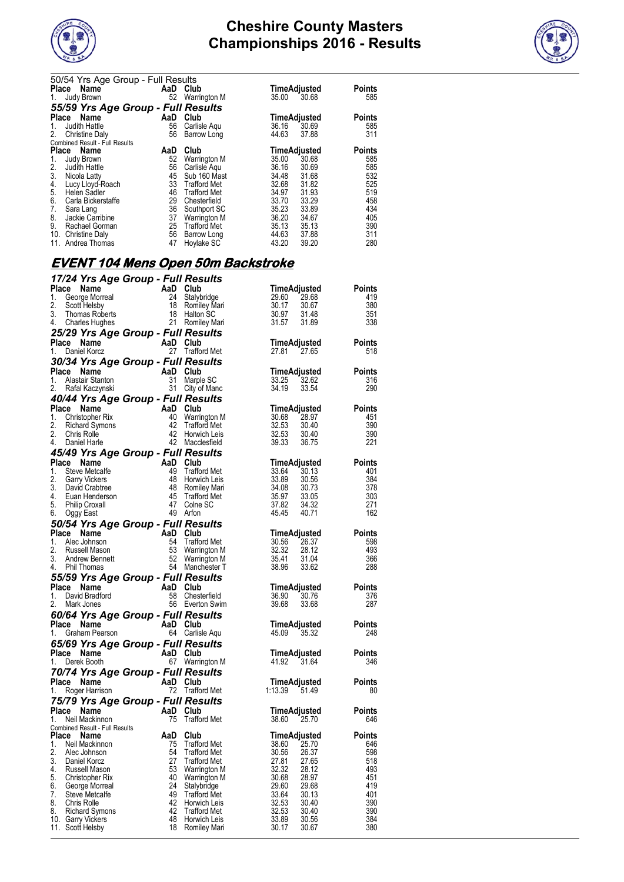# Cheshire County Masters Championships 2016 - Results

50/54 Yrs Age Group - Full Results

| Place | Name | AaD | Club | Time | Adjusted | Points |
|---|---|---|---|---|---|---|
| 1. | Judy Brown | 52 | Warrington M | 35.00 | 30.68 | 585 |

### *55/59 Yrs Age Group - Full Results*

| Place | Name | AaD | Club | Time | Adjusted | Points |
|---|---|---|---|---|---|---|
| 1. | Judith Hattle | 56 | Carlisle Aqu | 36.16 | 30.69 | 585 |
| 2. | Christine Daly | 56 | Barrow Long | 44.63 | 37.88 | 311 |

Combined Result - Full Results

| Place | Name | AaD | Club | Time | Adjusted | Points |
|---|---|---|---|---|---|---|
| 1. | Judy Brown | 52 | Warrington M | 35.00 | 30.68 | 585 |
| 2. | Judith Hattle | 56 | Carlisle Aqu | 36.16 | 30.69 | 585 |
| 3. | Nicola Latty | 45 | Sub 160 Mast | 34.48 | 31.68 | 532 |
| 4. | Lucy Lloyd-Roach | 33 | Trafford Met | 32.68 | 31.82 | 525 |
| 5. | Helen Sadler | 46 | Trafford Met | 34.97 | 31.93 | 519 |
| 6. | Carla Bickerstaffe | 29 | Chesterfield | 33.70 | 33.29 | 458 |
| 7. | Sara Lang | 36 | Southport SC | 35.23 | 33.89 | 434 |
| 8. | Jackie Carribine | 37 | Warrington M | 36.20 | 34.67 | 405 |
| 9. | Rachael Gorman | 25 | Trafford Met | 35.13 | 35.13 | 390 |
| 10. | Christine Daly | 56 | Barrow Long | 44.63 | 37.88 | 311 |
| 11. | Andrea Thomas | 47 | Hoylake SC | 43.20 | 39.20 | 280 |

## EVENT 104 Mens Open 50m Backstroke

### *17/24 Yrs Age Group - Full Results*

| Place | Name | AaD | Club | Time | Adjusted | Points |
|---|---|---|---|---|---|---|
| 1. | George Morreal | 24 | Stalybridge | 29.60 | 29.68 | 419 |
| 2. | Scott Helsby | 18 | Romiley Mari | 30.17 | 30.67 | 380 |
| 3. | Thomas Roberts | 18 | Halton SC | 30.97 | 31.48 | 351 |
| 4. | Charles Hughes | 21 | Romiley Mari | 31.57 | 31.89 | 338 |

### *25/29 Yrs Age Group - Full Results*

| Place | Name | AaD | Club | Time | Adjusted | Points |
|---|---|---|---|---|---|---|
| 1. | Daniel Korcz | 27 | Trafford Met | 27.81 | 27.65 | 518 |

### *30/34 Yrs Age Group - Full Results*

| Place | Name | AaD | Club | Time | Adjusted | Points |
|---|---|---|---|---|---|---|
| 1. | Alastair Stanton | 31 | Marple SC | 33.25 | 32.62 | 316 |
| 2. | Rafal Kaczynski | 31 | City of Manc | 34.19 | 33.54 | 290 |

### *40/44 Yrs Age Group - Full Results*

| Place | Name | AaD | Club | Time | Adjusted | Points |
|---|---|---|---|---|---|---|
| 1. | Christopher Rix | 40 | Warrington M | 30.68 | 28.97 | 451 |
| 2. | Richard Symons | 42 | Trafford Met | 32.53 | 30.40 | 390 |
| 2. | Chris Rolle | 42 | Horwich Leis | 32.53 | 30.40 | 390 |
| 4. | Daniel Harle | 42 | Macclesfield | 39.33 | 36.75 | 221 |

### *45/49 Yrs Age Group - Full Results*

| Place | Name | AaD | Club | Time | Adjusted | Points |
|---|---|---|---|---|---|---|
| 1. | Steve Metcalfe | 49 | Trafford Met | 33.64 | 30.13 | 401 |
| 2. | Garry Vickers | 48 | Horwich Leis | 33.89 | 30.56 | 384 |
| 3. | David Crabtree | 48 | Romiley Mari | 34.08 | 30.73 | 378 |
| 4. | Euan Henderson | 45 | Trafford Met | 35.97 | 33.05 | 303 |
| 5. | Philip Croxall | 47 | Colne SC | 37.82 | 34.32 | 271 |
| 6. | Oggy East | 49 | Arfon | 45.45 | 40.71 | 162 |

### *50/54 Yrs Age Group - Full Results*

| Place | Name | AaD | Club | Time | Adjusted | Points |
|---|---|---|---|---|---|---|
| 1. | Alec Johnson | 54 | Trafford Met | 30.56 | 26.37 | 598 |
| 2. | Russell Mason | 53 | Warrington M | 32.32 | 28.12 | 493 |
| 3. | Andrew Bennett | 52 | Warrington M | 35.41 | 31.04 | 366 |
| 4. | Phil Thomas | 54 | Manchester T | 38.96 | 33.62 | 288 |

### *55/59 Yrs Age Group - Full Results*

| Place | Name | AaD | Club | Time | Adjusted | Points |
|---|---|---|---|---|---|---|
| 1. | David Bradford | 58 | Chesterfield | 36.90 | 30.76 | 376 |
| 2. | Mark Jones | 56 | Everton Swim | 39.68 | 33.68 | 287 |

### *60/64 Yrs Age Group - Full Results*

| Place | Name | AaD | Club | Time | Adjusted | Points |
|---|---|---|---|---|---|---|
| 1. | Graham Pearson | 64 | Carlisle Aqu | 45.09 | 35.32 | 248 |

### *65/69 Yrs Age Group - Full Results*

| Place | Name | AaD | Club | Time | Adjusted | Points |
|---|---|---|---|---|---|---|
| 1. | Derek Booth | 67 | Warrington M | 41.92 | 31.64 | 346 |

### *70/74 Yrs Age Group - Full Results*

| Place | Name | AaD | Club | Time | Adjusted | Points |
|---|---|---|---|---|---|---|
| 1. | Roger Harrison | 72 | Trafford Met | 1:13.39 | 51.49 | 80 |

### *75/79 Yrs Age Group - Full Results*

| Place | Name | AaD | Club | Time | Adjusted | Points |
|---|---|---|---|---|---|---|
| 1. | Neil Mackinnon | 75 | Trafford Met | 38.60 | 25.70 | 646 |

Combined Result - Full Results

| Place | Name | AaD | Club | Time | Adjusted | Points |
|---|---|---|---|---|---|---|
| 1. | Neil Mackinnon | 75 | Trafford Met | 38.60 | 25.70 | 646 |
| 2. | Alec Johnson | 54 | Trafford Met | 30.56 | 26.37 | 598 |
| 3. | Daniel Korcz | 27 | Trafford Met | 27.81 | 27.65 | 518 |
| 4. | Russell Mason | 53 | Warrington M | 32.32 | 28.12 | 493 |
| 5. | Christopher Rix | 40 | Warrington M | 30.68 | 28.97 | 451 |
| 6. | George Morreal | 24 | Stalybridge | 29.60 | 29.68 | 419 |
| 7. | Steve Metcalfe | 49 | Trafford Met | 33.64 | 30.13 | 401 |
| 8. | Chris Rolle | 42 | Horwich Leis | 32.53 | 30.40 | 390 |
| 8. | Richard Symons | 42 | Trafford Met | 32.53 | 30.40 | 390 |
| 10. | Garry Vickers | 48 | Horwich Leis | 33.89 | 30.56 | 384 |
| 11. | Scott Helsby | 18 | Romiley Mari | 30.17 | 30.67 | 380 |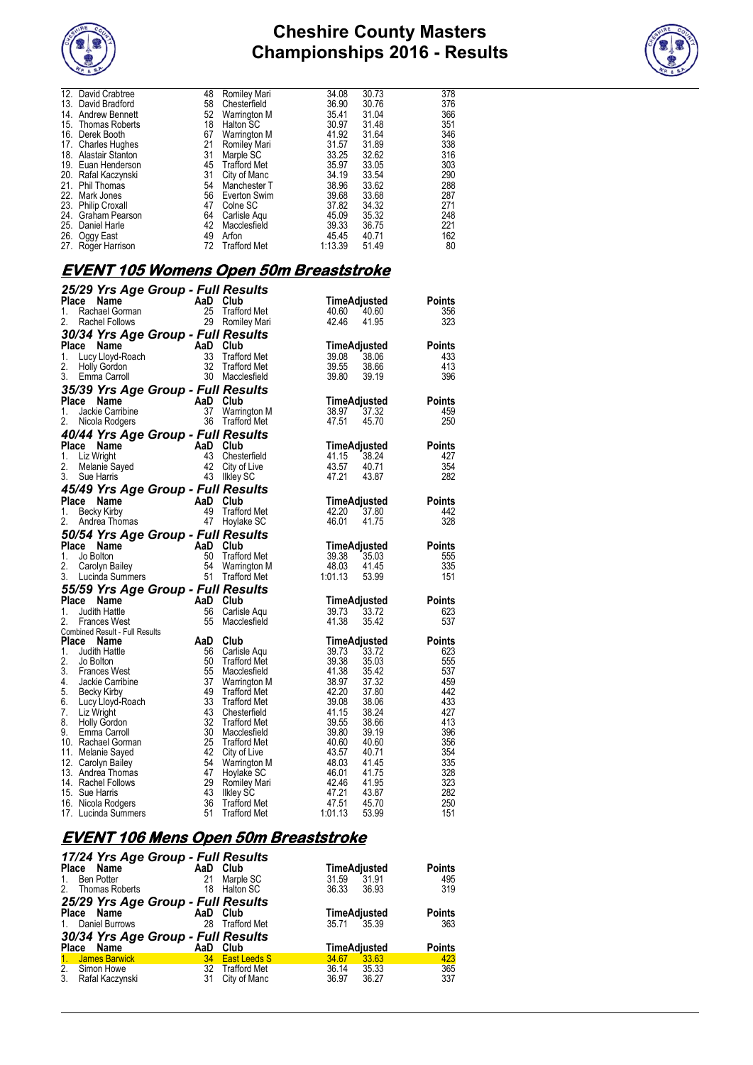| Place | Name | AaD | Club | Time | Adjusted | Points |
|---|---|---|---|---|---|---|
| 12. | David Crabtree | 48 | Romiley Mari | 34.08 | 30.73 | 378 |
| 13. | David Bradford | 58 | Chesterfield | 36.90 | 30.76 | 376 |
| 14. | Andrew Bennett | 52 | Warrington M | 35.41 | 31.04 | 366 |
| 15. | Thomas Roberts | 18 | Halton SC | 30.97 | 31.48 | 351 |
| 16. | Derek Booth | 67 | Warrington M | 41.92 | 31.64 | 346 |
| 17. | Charles Hughes | 21 | Romiley Mari | 31.57 | 31.89 | 338 |
| 18. | Alastair Stanton | 31 | Marple SC | 33.25 | 32.62 | 316 |
| 19. | Euan Henderson | 45 | Trafford Met | 35.97 | 33.05 | 303 |
| 20. | Rafal Kaczynski | 31 | City of Manc | 34.19 | 33.54 | 290 |
| 21. | Phil Thomas | 54 | Manchester T | 38.96 | 33.62 | 288 |
| 22. | Mark Jones | 56 | Everton Swim | 39.68 | 33.68 | 287 |
| 23. | Philip Croxall | 47 | Colne SC | 37.82 | 34.32 | 271 |
| 24. | Graham Pearson | 64 | Carlisle Aqu | 45.09 | 35.32 | 248 |
| 25. | Daniel Harle | 42 | Macclesfield | 39.33 | 36.75 | 221 |
| 26. | Oggy East | 49 | Arfon | 45.45 | 40.71 | 162 |
| 27. | Roger Harrison | 72 | Trafford Met | 1:13.39 | 51.49 | 80 |

## EVENT 105 Womens Open 50m Breaststroke

### 25/29 Yrs Age Group - Full Results

| Place | Name | AaD | Club | Time | Adjusted | Points |
|---|---|---|---|---|---|---|
| 1. | Rachael Gorman | 25 | Trafford Met | 40.60 | 40.60 | 356 |
| 2. | Rachel Follows | 29 | Romiley Mari | 42.46 | 41.95 | 323 |

### 30/34 Yrs Age Group - Full Results

| Place | Name | AaD | Club | Time | Adjusted | Points |
|---|---|---|---|---|---|---|
| 1. | Lucy Lloyd-Roach | 33 | Trafford Met | 39.08 | 38.06 | 433 |
| 2. | Holly Gordon | 32 | Trafford Met | 39.55 | 38.66 | 413 |
| 3. | Emma Carroll | 30 | Macclesfield | 39.80 | 39.19 | 396 |

### 35/39 Yrs Age Group - Full Results

| Place | Name | AaD | Club | Time | Adjusted | Points |
|---|---|---|---|---|---|---|
| 1. | Jackie Carribine | 37 | Warrington M | 38.97 | 37.32 | 459 |
| 2. | Nicola Rodgers | 36 | Trafford Met | 47.51 | 45.70 | 250 |

### 40/44 Yrs Age Group - Full Results

| Place | Name | AaD | Club | Time | Adjusted | Points |
|---|---|---|---|---|---|---|
| 1. | Liz Wright | 43 | Chesterfield | 41.15 | 38.24 | 427 |
| 2. | Melanie Sayed | 42 | City of Live | 43.57 | 40.71 | 354 |
| 3. | Sue Harris | 43 | Ilkley SC | 47.21 | 43.87 | 282 |

### 45/49 Yrs Age Group - Full Results

| Place | Name | AaD | Club | Time | Adjusted | Points |
|---|---|---|---|---|---|---|
| 1. | Becky Kirby | 49 | Trafford Met | 42.20 | 37.80 | 442 |
| 2. | Andrea Thomas | 47 | Hoylake SC | 46.01 | 41.75 | 328 |

### 50/54 Yrs Age Group - Full Results

| Place | Name | AaD | Club | Time | Adjusted | Points |
|---|---|---|---|---|---|---|
| 1. | Jo Bolton | 50 | Trafford Met | 39.38 | 35.03 | 555 |
| 2. | Carolyn Bailey | 54 | Warrington M | 48.03 | 41.45 | 335 |
| 3. | Lucinda Summers | 51 | Trafford Met | 1:01.13 | 53.99 | 151 |

### 55/59 Yrs Age Group - Full Results

| Place | Name | AaD | Club | Time | Adjusted | Points |
|---|---|---|---|---|---|---|
| 1. | Judith Hattle | 56 | Carlisle Aqu | 39.73 | 33.72 | 623 |
| 2. | Frances West | 55 | Macclesfield | 41.38 | 35.42 | 537 |

Combined Result - Full Results

| Place | Name | AaD | Club | Time | Adjusted | Points |
|---|---|---|---|---|---|---|
| 1. | Judith Hattle | 56 | Carlisle Aqu | 39.73 | 33.72 | 623 |
| 2. | Jo Bolton | 50 | Trafford Met | 39.38 | 35.03 | 555 |
| 3. | Frances West | 55 | Macclesfield | 41.38 | 35.42 | 537 |
| 4. | Jackie Carribine | 37 | Warrington M | 38.97 | 37.32 | 459 |
| 5. | Becky Kirby | 49 | Trafford Met | 42.20 | 37.80 | 442 |
| 6. | Lucy Lloyd-Roach | 33 | Trafford Met | 39.08 | 38.06 | 433 |
| 7. | Liz Wright | 43 | Chesterfield | 41.15 | 38.24 | 427 |
| 8. | Holly Gordon | 32 | Trafford Met | 39.55 | 38.66 | 413 |
| 9. | Emma Carroll | 30 | Macclesfield | 39.80 | 39.19 | 396 |
| 10. | Rachael Gorman | 25 | Trafford Met | 40.60 | 40.60 | 356 |
| 11. | Melanie Sayed | 42 | City of Live | 43.57 | 40.71 | 354 |
| 12. | Carolyn Bailey | 54 | Warrington M | 48.03 | 41.45 | 335 |
| 13. | Andrea Thomas | 47 | Hoylake SC | 46.01 | 41.75 | 328 |
| 14. | Rachel Follows | 29 | Romiley Mari | 42.46 | 41.95 | 323 |
| 15. | Sue Harris | 43 | Ilkley SC | 47.21 | 43.87 | 282 |
| 16. | Nicola Rodgers | 36 | Trafford Met | 47.51 | 45.70 | 250 |
| 17. | Lucinda Summers | 51 | Trafford Met | 1:01.13 | 53.99 | 151 |

## EVENT 106 Mens Open 50m Breaststroke

### 17/24 Yrs Age Group - Full Results

| Place | Name | AaD | Club | Time | Adjusted | Points |
|---|---|---|---|---|---|---|
| 1. | Ben Potter | 21 | Marple SC | 31.59 | 31.91 | 495 |
| 2. | Thomas Roberts | 18 | Halton SC | 36.33 | 36.93 | 319 |

### 25/29 Yrs Age Group - Full Results

| Place | Name | AaD | Club | Time | Adjusted | Points |
|---|---|---|---|---|---|---|
| 1. | Daniel Burrows | 28 | Trafford Met | 35.71 | 35.39 | 363 |

### 30/34 Yrs Age Group - Full Results

| Place | Name | AaD | Club | Time | Adjusted | Points |
|---|---|---|---|---|---|---|
| 1. | James Barwick | 34 | East Leeds S | 34.67 | 33.63 | 423 |
| 2. | Simon Howe | 32 | Trafford Met | 36.14 | 35.33 | 365 |
| 3. | Rafal Kaczynski | 31 | City of Manc | 36.97 | 36.27 | 337 |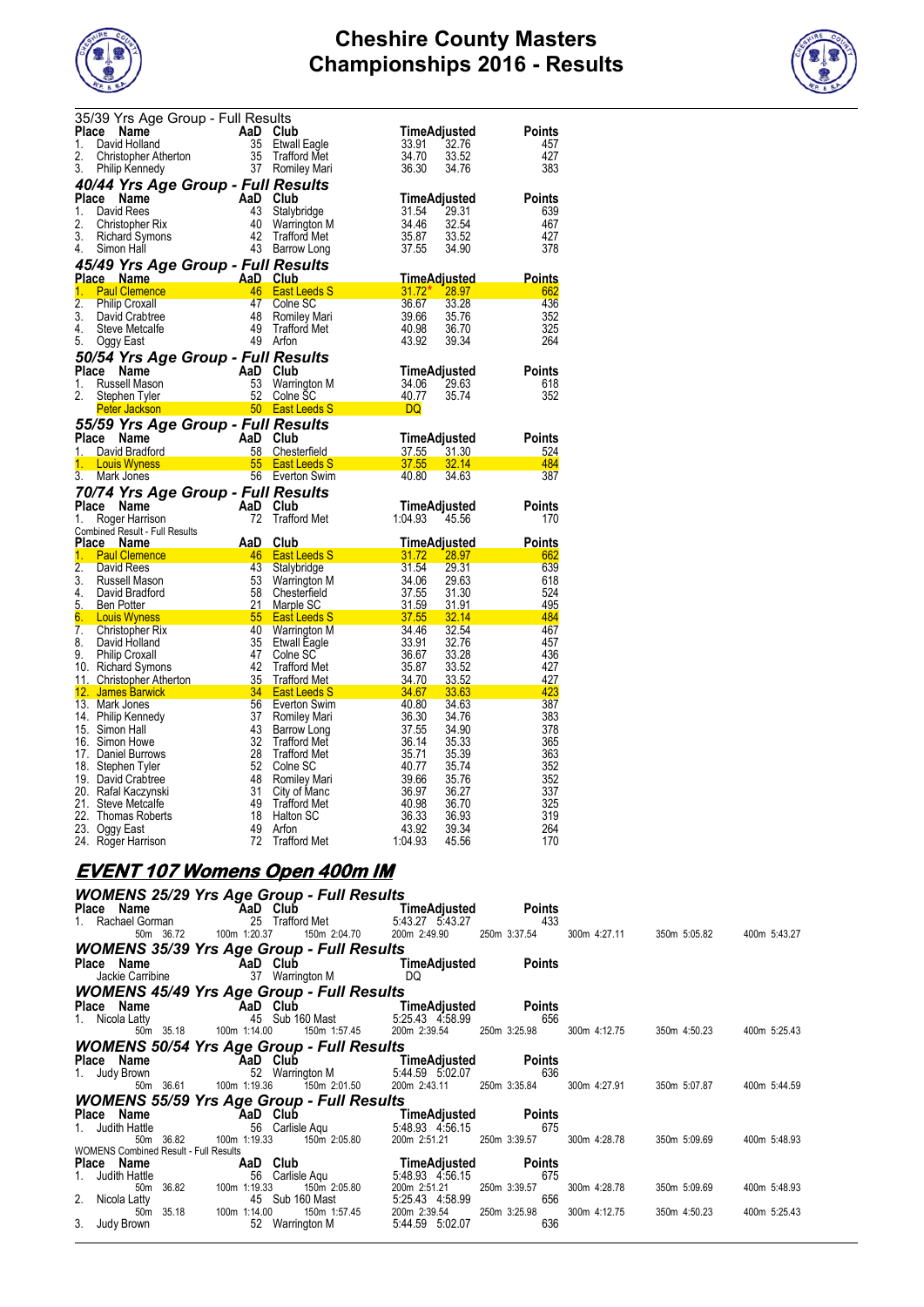# Cheshire County Masters Championships 2016 - Results

35/39 Yrs Age Group - Full Results

| Place | Name | AaD | Club | Time | Adjusted | Points |
|---|---|---|---|---|---|---|
| 1. | David Holland | 35 | Etwall Eagle | 33.91 | 32.76 | 457 |
| 2. | Christopher Atherton | 35 | Trafford Met | 34.70 | 33.52 | 427 |
| 3. | Philip Kennedy | 37 | Romiley Mari | 36.30 | 34.76 | 383 |

### 40/44 Yrs Age Group - Full Results

| Place | Name | AaD | Club | Time | Adjusted | Points |
|---|---|---|---|---|---|---|
| 1. | David Rees | 43 | Stalybridge | 31.54 | 29.31 | 639 |
| 2. | Christopher Rix | 40 | Warrington M | 34.46 | 32.54 | 467 |
| 3. | Richard Symons | 42 | Trafford Met | 35.87 | 33.52 | 427 |
| 4. | Simon Hall | 43 | Barrow Long | 37.55 | 34.90 | 378 |

### 45/49 Yrs Age Group - Full Results

| Place | Name | AaD | Club | Time | Adjusted | Points |
|---|---|---|---|---|---|---|
| 1. | Paul Clemence | 46 | East Leeds S | 31.72* | 28.97 | 662 |
| 2. | Philip Croxall | 47 | Colne SC | 36.67 | 33.28 | 436 |
| 3. | David Crabtree | 48 | Romiley Mari | 39.66 | 35.76 | 352 |
| 4. | Steve Metcalfe | 49 | Trafford Met | 40.98 | 36.70 | 325 |
| 5. | Oggy East | 49 | Arfon | 43.92 | 39.34 | 264 |

### 50/54 Yrs Age Group - Full Results

| Place | Name | AaD | Club | Time | Adjusted | Points |
|---|---|---|---|---|---|---|
| 1. | Russell Mason | 53 | Warrington M | 34.06 | 29.63 | 618 |
| 2. | Stephen Tyler | 52 | Colne SC | 40.77 | 35.74 | 352 |
| | Peter Jackson | 50 | East Leeds S | DQ | | |

### 55/59 Yrs Age Group - Full Results

| Place | Name | AaD | Club | Time | Adjusted | Points |
|---|---|---|---|---|---|---|
| 1. | David Bradford | 58 | Chesterfield | 37.55 | 31.30 | 524 |
| 1. | Louis Wyness | 55 | East Leeds S | 37.55 | 32.14 | 484 |
| 3. | Mark Jones | 56 | Everton Swim | 40.80 | 34.63 | 387 |

### 70/74 Yrs Age Group - Full Results

| Place | Name | AaD | Club | Time | Adjusted | Points |
|---|---|---|---|---|---|---|
| 1. | Roger Harrison | 72 | Trafford Met | 1:04.93 | 45.56 | 170 |

Combined Result - Full Results

| Place | Name | AaD | Club | Time | Adjusted | Points |
|---|---|---|---|---|---|---|
| 1. | Paul Clemence | 46 | East Leeds S | 31.72 | 28.97 | 662 |
| 2. | David Rees | 43 | Stalybridge | 31.54 | 29.31 | 639 |
| 3. | Russell Mason | 53 | Warrington M | 34.06 | 29.63 | 618 |
| 4. | David Bradford | 58 | Chesterfield | 37.55 | 31.30 | 524 |
| 5. | Ben Potter | 21 | Marple SC | 31.59 | 31.91 | 495 |
| 6. | Louis Wyness | 55 | East Leeds S | 37.55 | 32.14 | 484 |
| 7. | Christopher Rix | 40 | Warrington M | 34.46 | 32.54 | 467 |
| 8. | David Holland | 35 | Etwall Eagle | 33.91 | 32.76 | 457 |
| 9. | Philip Croxall | 47 | Colne SC | 36.67 | 33.28 | 436 |
| 10. | Richard Symons | 42 | Trafford Met | 35.87 | 33.52 | 427 |
| 11. | Christopher Atherton | 35 | Trafford Met | 34.70 | 33.52 | 427 |
| 12. | James Barwick | 34 | East Leeds S | 34.67 | 33.63 | 423 |
| 13. | Mark Jones | 56 | Everton Swim | 40.80 | 34.63 | 387 |
| 14. | Philip Kennedy | 37 | Romiley Mari | 36.30 | 34.76 | 383 |
| 15. | Simon Hall | 43 | Barrow Long | 37.55 | 34.90 | 378 |
| 16. | Simon Howe | 32 | Trafford Met | 36.14 | 35.33 | 365 |
| 17. | Daniel Burrows | 28 | Trafford Met | 35.71 | 35.39 | 363 |
| 18. | Stephen Tyler | 52 | Colne SC | 40.77 | 35.74 | 352 |
| 19. | David Crabtree | 48 | Romiley Mari | 39.66 | 35.76 | 352 |
| 20. | Rafal Kaczynski | 31 | City of Manc | 36.97 | 36.27 | 337 |
| 21. | Steve Metcalfe | 49 | Trafford Met | 40.98 | 36.70 | 325 |
| 22. | Thomas Roberts | 18 | Halton SC | 36.33 | 36.93 | 319 |
| 23. | Oggy East | 49 | Arfon | 43.92 | 39.34 | 264 |
| 24. | Roger Harrison | 72 | Trafford Met | 1:04.93 | 45.56 | 170 |

## EVENT 107 Womens Open 400m IM

### WOMENS 25/29 Yrs Age Group - Full Results

| Place | Name | AaD | Club | Time | Adjusted | Points |
|---|---|---|---|---|---|---|
| 1. | Rachael Gorman | 25 | Trafford Met | 5:43.27 | 5:43.27 | 433 |

50m 36.72 | 100m 1:20.37 | 150m 2:04.70 | 200m 2:49.90 | 250m 3:37.54 | 300m 4:27.11 | 350m 5:05.82 | 400m 5:43.27

### WOMENS 35/39 Yrs Age Group - Full Results

| Place | Name | AaD | Club | Time | Adjusted | Points |
|---|---|---|---|---|---|---|
| | Jackie Carribine | 37 | Warrington M | DQ | | |

### WOMENS 45/49 Yrs Age Group - Full Results

| Place | Name | AaD | Club | Time | Adjusted | Points |
|---|---|---|---|---|---|---|
| 1. | Nicola Latty | 45 | Sub 160 Mast | 5:25.43 | 4:58.99 | 656 |

50m 35.18 | 100m 1:14.00 | 150m 1:57.45 | 200m 2:39.54 | 250m 3:25.98 | 300m 4:12.75 | 350m 4:50.23 | 400m 5:25.43

### WOMENS 50/54 Yrs Age Group - Full Results

| Place | Name | AaD | Club | Time | Adjusted | Points |
|---|---|---|---|---|---|---|
| 1. | Judy Brown | 52 | Warrington M | 5:44.59 | 5:02.07 | 636 |

50m 36.61 | 100m 1:19.36 | 150m 2:01.50 | 200m 2:43.11 | 250m 3:35.84 | 300m 4:27.91 | 350m 5:07.87 | 400m 5:44.59

### WOMENS 55/59 Yrs Age Group - Full Results

| Place | Name | AaD | Club | Time | Adjusted | Points |
|---|---|---|---|---|---|---|
| 1. | Judith Hattle | 56 | Carlisle Aqu | 5:48.93 | 4:56.15 | 675 |

50m 36.82 | 100m 1:19.33 | 150m 2:05.80 | 200m 2:51.21 | 250m 3:39.57 | 300m 4:28.78 | 350m 5:09.69 | 400m 5:48.93

WOMENS Combined Result - Full Results

| Place | Name | AaD | Club | Time | Adjusted | Points |
|---|---|---|---|---|---|---|
| 1. | Judith Hattle | 56 | Carlisle Aqu | 5:48.93 | 4:56.15 | 675 |
| | 50m 36.82 | 100m 1:19.33 | 150m 2:05.80 | 200m 2:51.21 | 250m 3:39.57 | 300m 4:28.78 / 350m 5:09.69 / 400m 5:48.93 |
| 2. | Nicola Latty | 45 | Sub 160 Mast | 5:25.43 | 4:58.99 | 656 |
| | 50m 35.18 | 100m 1:14.00 | 150m 1:57.45 | 200m 2:39.54 | 250m 3:25.98 | 300m 4:12.75 / 350m 4:50.23 / 400m 5:25.43 |
| 3. | Judy Brown | 52 | Warrington M | 5:44.59 | 5:02.07 | 636 |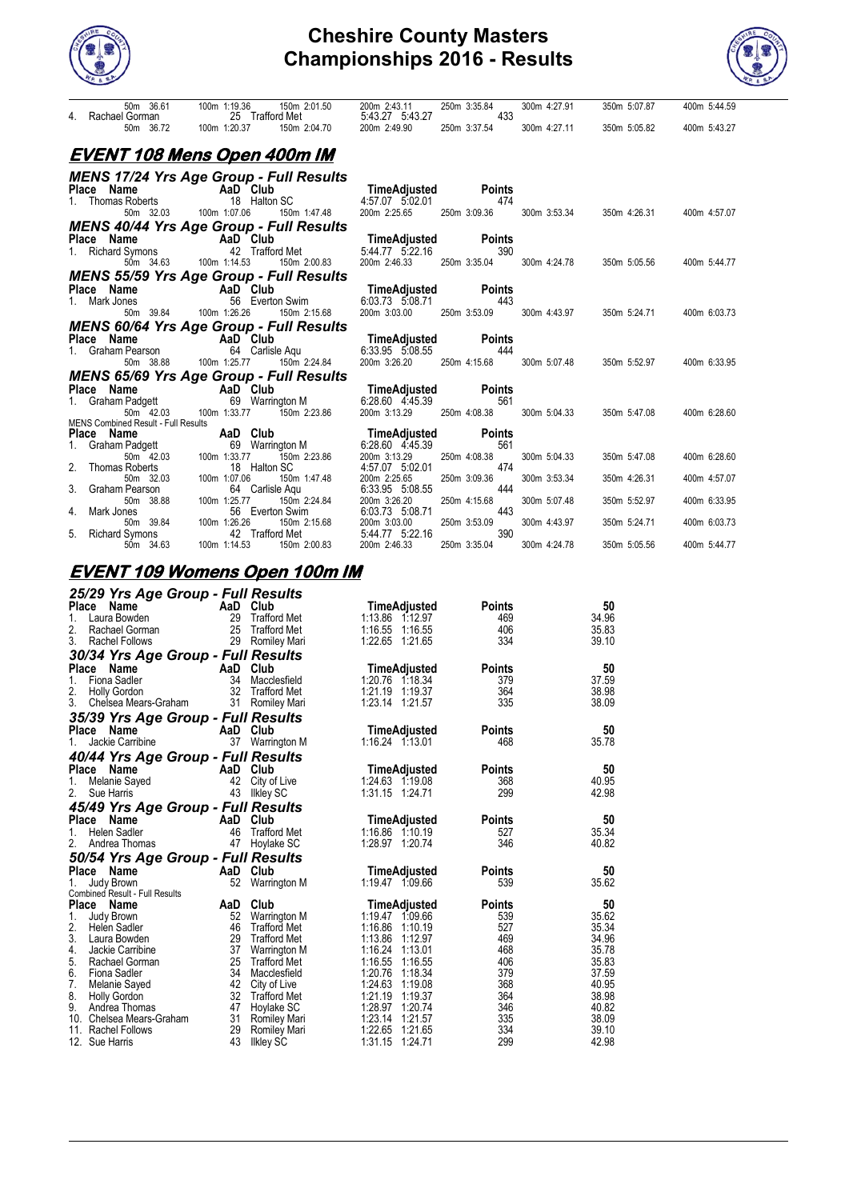# Cheshire County Masters Championships 2016 - Results

| | | | | | | | |
|---|---|---|---|---|---|---|---|
| 50m 36.61 | 100m 1:19.36 | 150m 2:01.50 | 200m 2:43.11 | 250m 3:35.84 | 300m 4:27.91 | 350m 5:07.87 | 400m 5:44.59 |

4. Rachael Gorman 25 Trafford Met 5:43.27 5:43.27 433

| | | | | | | | |
|---|---|---|---|---|---|---|---|
| 50m 36.72 | 100m 1:20.37 | 150m 2:04.70 | 200m 2:49.90 | 250m 3:37.54 | 300m 4:27.11 | 350m 5:05.82 | 400m 5:43.27 |

## EVENT 108 Mens Open 400m IM

### MENS 17/24 Yrs Age Group - Full Results

| Place | Name | AaD | Club | Time | Adjusted | Points |
|---|---|---|---|---|---|---|
| 1. | Thomas Roberts | 18 | Halton SC | 4:57.07 | 5:02.01 | 474 |

50m 32.03 | 100m 1:07.06 | 150m 1:47.48 | 200m 2:25.65 | 250m 3:09.36 | 300m 3:53.34 | 350m 4:26.31 | 400m 4:57.07

### MENS 40/44 Yrs Age Group - Full Results

| Place | Name | AaD | Club | Time | Adjusted | Points |
|---|---|---|---|---|---|---|
| 1. | Richard Symons | 42 | Trafford Met | 5:44.77 | 5:22.16 | 390 |

50m 34.63 | 100m 1:14.53 | 150m 2:00.83 | 200m 2:46.33 | 250m 3:35.04 | 300m 4:24.78 | 350m 5:05.56 | 400m 5:44.77

### MENS 55/59 Yrs Age Group - Full Results

| Place | Name | AaD | Club | Time | Adjusted | Points |
|---|---|---|---|---|---|---|
| 1. | Mark Jones | 56 | Everton Swim | 6:03.73 | 5:08.71 | 443 |

50m 39.84 | 100m 1:26.26 | 150m 2:15.68 | 200m 3:03.00 | 250m 3:53.09 | 300m 4:43.97 | 350m 5:24.71 | 400m 6:03.73

### MENS 60/64 Yrs Age Group - Full Results

| Place | Name | AaD | Club | Time | Adjusted | Points |
|---|---|---|---|---|---|---|
| 1. | Graham Pearson | 64 | Carlisle Aqu | 6:33.95 | 5:08.55 | 444 |

50m 38.88 | 100m 1:25.77 | 150m 2:24.84 | 200m 3:26.20 | 250m 4:15.68 | 300m 5:07.48 | 350m 5:52.97 | 400m 6:33.95

### MENS 65/69 Yrs Age Group - Full Results

| Place | Name | AaD | Club | Time | Adjusted | Points |
|---|---|---|---|---|---|---|
| 1. | Graham Padgett | 69 | Warrington M | 6:28.60 | 4:45.39 | 561 |

50m 42.03 | 100m 1:33.77 | 150m 2:23.86 | 200m 3:13.29 | 250m 4:08.38 | 300m 5:04.33 | 350m 5:47.08 | 400m 6:28.60

MENS Combined Result - Full Results

| Place | Name | AaD | Club | Time | Adjusted | Points |
|---|---|---|---|---|---|---|
| 1. | Graham Padgett | 69 | Warrington M | 6:28.60 | 4:45.39 | 561 |
| | 50m 42.03 / 100m 1:33.77 / 150m 2:23.86 / 200m 3:13.29 / 250m 4:08.38 / 300m 5:04.33 / 350m 5:47.08 / 400m 6:28.60 | | | | | |
| 2. | Thomas Roberts | 18 | Halton SC | 4:57.07 | 5:02.01 | 474 |
| | 50m 32.03 / 100m 1:07.06 / 150m 1:47.48 / 200m 2:25.65 / 250m 3:09.36 / 300m 3:53.34 / 350m 4:26.31 / 400m 4:57.07 | | | | | |
| 3. | Graham Pearson | 64 | Carlisle Aqu | 6:33.95 | 5:08.55 | 444 |
| | 50m 38.88 / 100m 1:25.77 / 150m 2:24.84 / 200m 3:26.20 / 250m 4:15.68 / 300m 5:07.48 / 350m 5:52.97 / 400m 6:33.95 | | | | | |
| 4. | Mark Jones | 56 | Everton Swim | 6:03.73 | 5:08.71 | 443 |
| | 50m 39.84 / 100m 1:26.26 / 150m 2:15.68 / 200m 3:03.00 / 250m 3:53.09 / 300m 4:43.97 / 350m 5:24.71 / 400m 6:03.73 | | | | | |
| 5. | Richard Symons | 42 | Trafford Met | 5:44.77 | 5:22.16 | 390 |
| | 50m 34.63 / 100m 1:14.53 / 150m 2:00.83 / 200m 2:46.33 / 250m 3:35.04 / 300m 4:24.78 / 350m 5:05.56 / 400m 5:44.77 | | | | | |

## EVENT 109 Womens Open 100m IM

### 25/29 Yrs Age Group - Full Results

| Place | Name | AaD | Club | Time | Adjusted | Points | 50 |
|---|---|---|---|---|---|---|---|
| 1. | Laura Bowden | 29 | Trafford Met | 1:13.86 | 1:12.97 | 469 | 34.96 |
| 2. | Rachael Gorman | 25 | Trafford Met | 1:16.55 | 1:16.55 | 406 | 35.83 |
| 3. | Rachel Follows | 29 | Romiley Mari | 1:22.65 | 1:21.65 | 334 | 39.10 |

### 30/34 Yrs Age Group - Full Results

| Place | Name | AaD | Club | Time | Adjusted | Points | 50 |
|---|---|---|---|---|---|---|---|
| 1. | Fiona Sadler | 34 | Macclesfield | 1:20.76 | 1:18.34 | 379 | 37.59 |
| 2. | Holly Gordon | 32 | Trafford Met | 1:21.19 | 1:19.37 | 364 | 38.98 |
| 3. | Chelsea Mears-Graham | 31 | Romiley Mari | 1:23.14 | 1:21.57 | 335 | 38.09 |

### 35/39 Yrs Age Group - Full Results

| Place | Name | AaD | Club | Time | Adjusted | Points | 50 |
|---|---|---|---|---|---|---|---|
| 1. | Jackie Carribine | 37 | Warrington M | 1:16.24 | 1:13.01 | 468 | 35.78 |

### 40/44 Yrs Age Group - Full Results

| Place | Name | AaD | Club | Time | Adjusted | Points | 50 |
|---|---|---|---|---|---|---|---|
| 1. | Melanie Sayed | 42 | City of Live | 1:24.63 | 1:19.08 | 368 | 40.95 |
| 2. | Sue Harris | 43 | Ilkley SC | 1:31.15 | 1:24.71 | 299 | 42.98 |

### 45/49 Yrs Age Group - Full Results

| Place | Name | AaD | Club | Time | Adjusted | Points | 50 |
|---|---|---|---|---|---|---|---|
| 1. | Helen Sadler | 46 | Trafford Met | 1:16.86 | 1:10.19 | 527 | 35.34 |
| 2. | Andrea Thomas | 47 | Hoylake SC | 1:28.97 | 1:20.74 | 346 | 40.82 |

### 50/54 Yrs Age Group - Full Results

| Place | Name | AaD | Club | Time | Adjusted | Points | 50 |
|---|---|---|---|---|---|---|---|
| 1. | Judy Brown | 52 | Warrington M | 1:19.47 | 1:09.66 | 539 | 35.62 |

Combined Result - Full Results

| Place | Name | AaD | Club | Time | Adjusted | Points | 50 |
|---|---|---|---|---|---|---|---|
| 1. | Judy Brown | 52 | Warrington M | 1:19.47 | 1:09.66 | 539 | 35.62 |
| 2. | Helen Sadler | 46 | Trafford Met | 1:16.86 | 1:10.19 | 527 | 35.34 |
| 3. | Laura Bowden | 29 | Trafford Met | 1:13.86 | 1:12.97 | 469 | 34.96 |
| 4. | Jackie Carribine | 37 | Warrington M | 1:16.24 | 1:13.01 | 468 | 35.78 |
| 5. | Rachael Gorman | 25 | Trafford Met | 1:16.55 | 1:16.55 | 406 | 35.83 |
| 6. | Fiona Sadler | 34 | Macclesfield | 1:20.76 | 1:18.34 | 379 | 37.59 |
| 7. | Melanie Sayed | 42 | City of Live | 1:24.63 | 1:19.08 | 368 | 40.95 |
| 8. | Holly Gordon | 32 | Trafford Met | 1:21.19 | 1:19.37 | 364 | 38.98 |
| 9. | Andrea Thomas | 47 | Hoylake SC | 1:28.97 | 1:20.74 | 346 | 40.82 |
| 10. | Chelsea Mears-Graham | 31 | Romiley Mari | 1:23.14 | 1:21.57 | 335 | 38.09 |
| 11. | Rachel Follows | 29 | Romiley Mari | 1:22.65 | 1:21.65 | 334 | 39.10 |
| 12. | Sue Harris | 43 | Ilkley SC | 1:31.15 | 1:24.71 | 299 | 42.98 |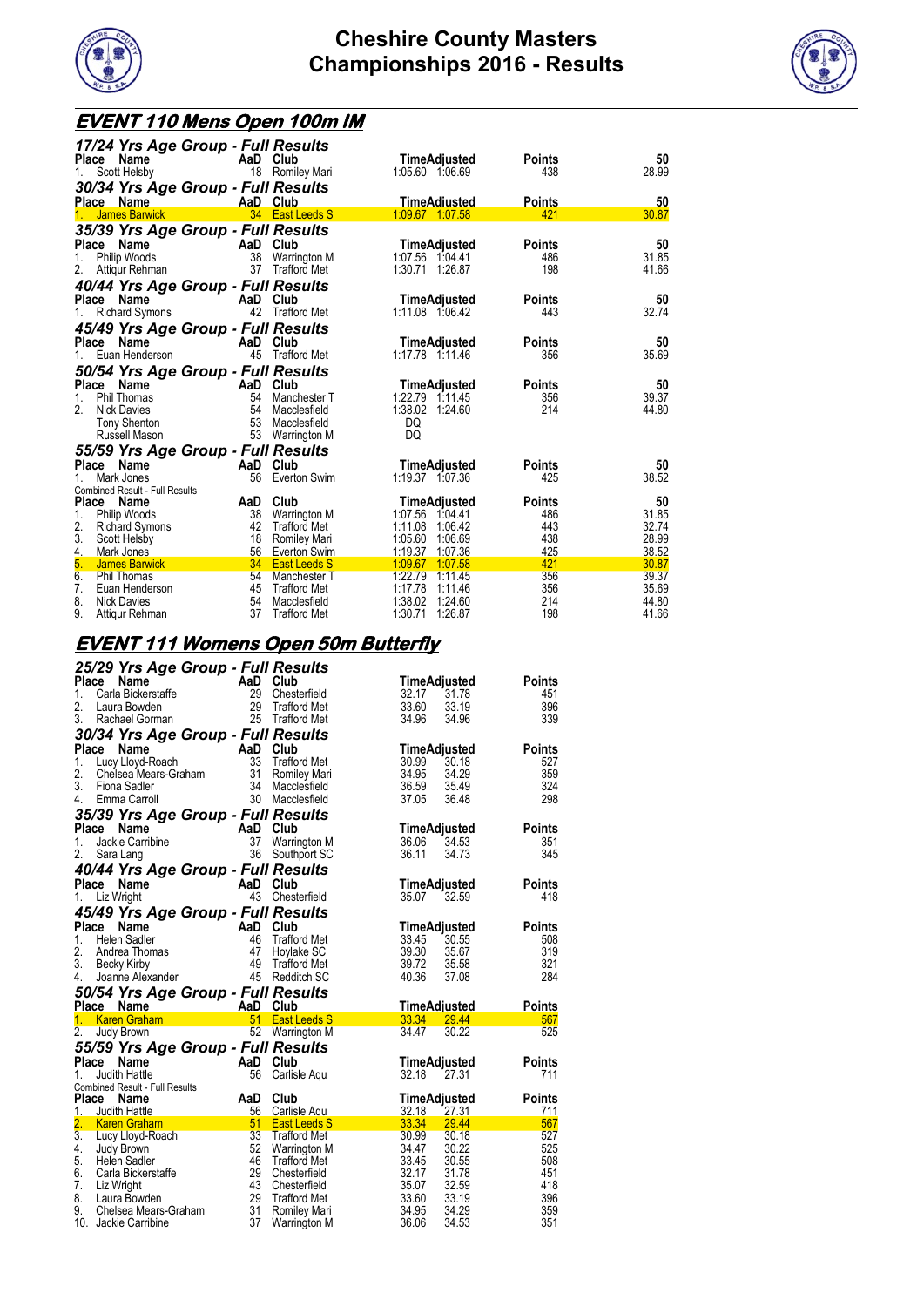# Cheshire County Masters Championships 2016 - Results

## EVENT 110 Mens Open 100m IM

### 17/24 Yrs Age Group - Full Results

| Place | Name | AaD | Club | Time | Adjusted | Points | 50 |
|---|---|---|---|---|---|---|---|
| 1. | Scott Helsby | 18 | Romiley Mari | 1:05.60 | 1:06.69 | 438 | 28.99 |

### 30/34 Yrs Age Group - Full Results

| Place | Name | AaD | Club | Time | Adjusted | Points | 50 |
|---|---|---|---|---|---|---|---|
| 1. | James Barwick | 34 | East Leeds S | 1:09.67 | 1:07.58 | 421 | 30.87 |

### 35/39 Yrs Age Group - Full Results

| Place | Name | AaD | Club | Time | Adjusted | Points | 50 |
|---|---|---|---|---|---|---|---|
| 1. | Philip Woods | 38 | Warrington M | 1:07.56 | 1:04.41 | 486 | 31.85 |
| 2. | Attiqur Rehman | 37 | Trafford Met | 1:30.71 | 1:26.87 | 198 | 41.66 |

### 40/44 Yrs Age Group - Full Results

| Place | Name | AaD | Club | Time | Adjusted | Points | 50 |
|---|---|---|---|---|---|---|---|
| 1. | Richard Symons | 42 | Trafford Met | 1:11.08 | 1:06.42 | 443 | 32.74 |

### 45/49 Yrs Age Group - Full Results

| Place | Name | AaD | Club | Time | Adjusted | Points | 50 |
|---|---|---|---|---|---|---|---|
| 1. | Euan Henderson | 45 | Trafford Met | 1:17.78 | 1:11.46 | 356 | 35.69 |

### 50/54 Yrs Age Group - Full Results

| Place | Name | AaD | Club | Time | Adjusted | Points | 50 |
|---|---|---|---|---|---|---|---|
| 1. | Phil Thomas | 54 | Manchester T | 1:22.79 | 1:11.45 | 356 | 39.37 |
| 2. | Nick Davies | 54 | Macclesfield | 1:38.02 | 1:24.60 | 214 | 44.80 |
| | Tony Shenton | 53 | Macclesfield | DQ | | | |
| | Russell Mason | 53 | Warrington M | DQ | | | |

### 55/59 Yrs Age Group - Full Results

| Place | Name | AaD | Club | Time | Adjusted | Points | 50 |
|---|---|---|---|---|---|---|---|
| 1. | Mark Jones | 56 | Everton Swim | 1:19.37 | 1:07.36 | 425 | 38.52 |

Combined Result - Full Results

| Place | Name | AaD | Club | Time | Adjusted | Points | 50 |
|---|---|---|---|---|---|---|---|
| 1. | Philip Woods | 38 | Warrington M | 1:07.56 | 1:04.41 | 486 | 31.85 |
| 2. | Richard Symons | 42 | Trafford Met | 1:11.08 | 1:06.42 | 443 | 32.74 |
| 3. | Scott Helsby | 18 | Romiley Mari | 1:05.60 | 1:06.69 | 438 | 28.99 |
| 4. | Mark Jones | 56 | Everton Swim | 1:19.37 | 1:07.36 | 425 | 38.52 |
| 5. | James Barwick | 34 | East Leeds S | 1:09.67 | 1:07.58 | 421 | 30.87 |
| 6. | Phil Thomas | 54 | Manchester T | 1:22.79 | 1:11.45 | 356 | 39.37 |
| 7. | Euan Henderson | 45 | Trafford Met | 1:17.78 | 1:11.46 | 356 | 35.69 |
| 8. | Nick Davies | 54 | Macclesfield | 1:38.02 | 1:24.60 | 214 | 44.80 |
| 9. | Attiqur Rehman | 37 | Trafford Met | 1:30.71 | 1:26.87 | 198 | 41.66 |

## EVENT 111 Womens Open 50m Butterfly

### 25/29 Yrs Age Group - Full Results

| Place | Name | AaD | Club | Time | Adjusted | Points |
|---|---|---|---|---|---|---|
| 1. | Carla Bickerstaffe | 29 | Chesterfield | 32.17 | 31.78 | 451 |
| 2. | Laura Bowden | 29 | Trafford Met | 33.60 | 33.19 | 396 |
| 3. | Rachael Gorman | 25 | Trafford Met | 34.96 | 34.96 | 339 |

### 30/34 Yrs Age Group - Full Results

| Place | Name | AaD | Club | Time | Adjusted | Points |
|---|---|---|---|---|---|---|
| 1. | Lucy Lloyd-Roach | 33 | Trafford Met | 30.99 | 30.18 | 527 |
| 2. | Chelsea Mears-Graham | 31 | Romiley Mari | 34.95 | 34.29 | 359 |
| 3. | Fiona Sadler | 34 | Macclesfield | 36.59 | 35.49 | 324 |
| 4. | Emma Carroll | 30 | Macclesfield | 37.05 | 36.48 | 298 |

### 35/39 Yrs Age Group - Full Results

| Place | Name | AaD | Club | Time | Adjusted | Points |
|---|---|---|---|---|---|---|
| 1. | Jackie Carribine | 37 | Warrington M | 36.06 | 34.53 | 351 |
| 2. | Sara Lang | 36 | Southport SC | 36.11 | 34.73 | 345 |

### 40/44 Yrs Age Group - Full Results

| Place | Name | AaD | Club | Time | Adjusted | Points |
|---|---|---|---|---|---|---|
| 1. | Liz Wright | 43 | Chesterfield | 35.07 | 32.59 | 418 |

### 45/49 Yrs Age Group - Full Results

| Place | Name | AaD | Club | Time | Adjusted | Points |
|---|---|---|---|---|---|---|
| 1. | Helen Sadler | 46 | Trafford Met | 33.45 | 30.55 | 508 |
| 2. | Andrea Thomas | 47 | Hoylake SC | 39.30 | 35.67 | 319 |
| 3. | Becky Kirby | 49 | Trafford Met | 39.72 | 35.58 | 321 |
| 4. | Joanne Alexander | 45 | Redditch SC | 40.36 | 37.08 | 284 |

### 50/54 Yrs Age Group - Full Results

| Place | Name | AaD | Club | Time | Adjusted | Points |
|---|---|---|---|---|---|---|
| 1. | Karen Graham | 51 | East Leeds S | 33.34 | 29.44 | 567 |
| 2. | Judy Brown | 52 | Warrington M | 34.47 | 30.22 | 525 |

### 55/59 Yrs Age Group - Full Results

| Place | Name | AaD | Club | Time | Adjusted | Points |
|---|---|---|---|---|---|---|
| 1. | Judith Hattle | 56 | Carlisle Aqu | 32.18 | 27.31 | 711 |

Combined Result - Full Results

| Place | Name | AaD | Club | Time | Adjusted | Points |
|---|---|---|---|---|---|---|
| 1. | Judith Hattle | 56 | Carlisle Aqu | 32.18 | 27.31 | 711 |
| 2. | Karen Graham | 51 | East Leeds S | 33.34 | 29.44 | 567 |
| 3. | Lucy Lloyd-Roach | 33 | Trafford Met | 30.99 | 30.18 | 527 |
| 4. | Judy Brown | 52 | Warrington M | 34.47 | 30.22 | 525 |
| 5. | Helen Sadler | 46 | Trafford Met | 33.45 | 30.55 | 508 |
| 6. | Carla Bickerstaffe | 29 | Chesterfield | 32.17 | 31.78 | 451 |
| 7. | Liz Wright | 43 | Chesterfield | 35.07 | 32.59 | 418 |
| 8. | Laura Bowden | 29 | Trafford Met | 33.60 | 33.19 | 396 |
| 9. | Chelsea Mears-Graham | 31 | Romiley Mari | 34.95 | 34.29 | 359 |
| 10. | Jackie Carribine | 37 | Warrington M | 36.06 | 34.53 | 351 |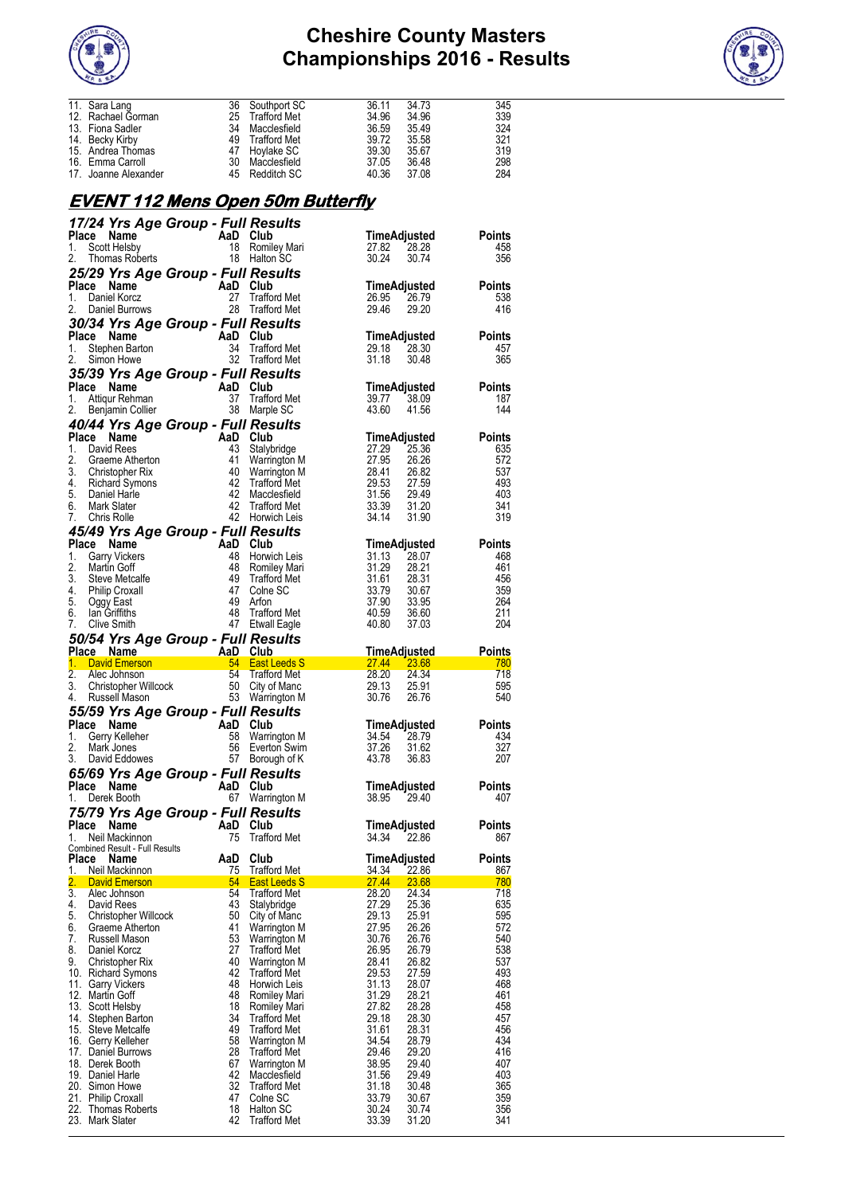| | | | | | |
|---|---|---|---|---|---|
| 11. Sara Lang | 36 | Southport SC | 36.11 | 34.73 | 345 |
| 12. Rachael Gorman | 25 | Trafford Met | 34.96 | 34.96 | 339 |
| 13. Fiona Sadler | 34 | Macclesfield | 36.59 | 35.49 | 324 |
| 14. Becky Kirby | 49 | Trafford Met | 39.72 | 35.58 | 321 |
| 15. Andrea Thomas | 47 | Hoylake SC | 39.30 | 35.67 | 319 |
| 16. Emma Carroll | 30 | Macclesfield | 37.05 | 36.48 | 298 |
| 17. Joanne Alexander | 45 | Redditch SC | 40.36 | 37.08 | 284 |

## EVENT 112 Mens Open 50m Butterfly

### 17/24 Yrs Age Group - Full Results

| Place | Name | AaD | Club | Time | Adjusted | Points |
|---|---|---|---|---|---|---|
| 1. | Scott Helsby | 18 | Romiley Mari | 27.82 | 28.28 | 458 |
| 2. | Thomas Roberts | 18 | Halton SC | 30.24 | 30.74 | 356 |

### 25/29 Yrs Age Group - Full Results

| Place | Name | AaD | Club | Time | Adjusted | Points |
|---|---|---|---|---|---|---|
| 1. | Daniel Korcz | 27 | Trafford Met | 26.95 | 26.79 | 538 |
| 2. | Daniel Burrows | 28 | Trafford Met | 29.46 | 29.20 | 416 |

### 30/34 Yrs Age Group - Full Results

| Place | Name | AaD | Club | Time | Adjusted | Points |
|---|---|---|---|---|---|---|
| 1. | Stephen Barton | 34 | Trafford Met | 29.18 | 28.30 | 457 |
| 2. | Simon Howe | 32 | Trafford Met | 31.18 | 30.48 | 365 |

### 35/39 Yrs Age Group - Full Results

| Place | Name | AaD | Club | Time | Adjusted | Points |
|---|---|---|---|---|---|---|
| 1. | Attiqur Rehman | 37 | Trafford Met | 39.77 | 38.09 | 187 |
| 2. | Benjamin Collier | 38 | Marple SC | 43.60 | 41.56 | 144 |

### 40/44 Yrs Age Group - Full Results

| Place | Name | AaD | Club | Time | Adjusted | Points |
|---|---|---|---|---|---|---|
| 1. | David Rees | 43 | Stalybridge | 27.29 | 25.36 | 635 |
| 2. | Graeme Atherton | 41 | Warrington M | 27.95 | 26.26 | 572 |
| 3. | Christopher Rix | 40 | Warrington M | 28.41 | 26.82 | 537 |
| 4. | Richard Symons | 42 | Trafford Met | 29.53 | 27.59 | 493 |
| 5. | Daniel Harle | 42 | Macclesfield | 31.56 | 29.49 | 403 |
| 6. | Mark Slater | 42 | Trafford Met | 33.39 | 31.20 | 341 |
| 7. | Chris Rolle | 42 | Horwich Leis | 34.14 | 31.90 | 319 |

### 45/49 Yrs Age Group - Full Results

| Place | Name | AaD | Club | Time | Adjusted | Points |
|---|---|---|---|---|---|---|
| 1. | Garry Vickers | 48 | Horwich Leis | 31.13 | 28.07 | 468 |
| 2. | Martin Goff | 48 | Romiley Mari | 31.29 | 28.21 | 461 |
| 3. | Steve Metcalfe | 49 | Trafford Met | 31.61 | 28.31 | 456 |
| 4. | Philip Croxall | 47 | Colne SC | 33.79 | 30.67 | 359 |
| 5. | Oggy East | 49 | Arfon | 37.90 | 33.95 | 264 |
| 6. | Ian Griffiths | 48 | Trafford Met | 40.59 | 36.60 | 211 |
| 7. | Clive Smith | 47 | Etwall Eagle | 40.80 | 37.03 | 204 |

### 50/54 Yrs Age Group - Full Results

| Place | Name | AaD | Club | Time | Adjusted | Points |
|---|---|---|---|---|---|---|
| 1. | David Emerson | 54 | East Leeds S | 27.44 | 23.68 | 780 |
| 2. | Alec Johnson | 54 | Trafford Met | 28.20 | 24.34 | 718 |
| 3. | Christopher Willcock | 50 | City of Manc | 29.13 | 25.91 | 595 |
| 4. | Russell Mason | 53 | Warrington M | 30.76 | 26.76 | 540 |

### 55/59 Yrs Age Group - Full Results

| Place | Name | AaD | Club | Time | Adjusted | Points |
|---|---|---|---|---|---|---|
| 1. | Gerry Kelleher | 58 | Warrington M | 34.54 | 28.79 | 434 |
| 2. | Mark Jones | 56 | Everton Swim | 37.26 | 31.62 | 327 |
| 3. | David Eddowes | 57 | Borough of K | 43.78 | 36.83 | 207 |

### 65/69 Yrs Age Group - Full Results

| Place | Name | AaD | Club | Time | Adjusted | Points |
|---|---|---|---|---|---|---|
| 1. | Derek Booth | 67 | Warrington M | 38.95 | 29.40 | 407 |

### 75/79 Yrs Age Group - Full Results

| Place | Name | AaD | Club | Time | Adjusted | Points |
|---|---|---|---|---|---|---|
| 1. | Neil Mackinnon | 75 | Trafford Met | 34.34 | 22.86 | 867 |

Combined Result - Full Results

| Place | Name | AaD | Club | Time | Adjusted | Points |
|---|---|---|---|---|---|---|
| 1. | Neil Mackinnon | 75 | Trafford Met | 34.34 | 22.86 | 867 |
| 2. | David Emerson | 54 | East Leeds S | 27.44 | 23.68 | 780 |
| 3. | Alec Johnson | 54 | Trafford Met | 28.20 | 24.34 | 718 |
| 4. | David Rees | 43 | Stalybridge | 27.29 | 25.36 | 635 |
| 5. | Christopher Willcock | 50 | City of Manc | 29.13 | 25.91 | 595 |
| 6. | Graeme Atherton | 41 | Warrington M | 27.95 | 26.26 | 572 |
| 7. | Russell Mason | 53 | Warrington M | 30.76 | 26.76 | 540 |
| 8. | Daniel Korcz | 27 | Trafford Met | 26.95 | 26.79 | 538 |
| 9. | Christopher Rix | 40 | Warrington M | 28.41 | 26.82 | 537 |
| 10. | Richard Symons | 42 | Trafford Met | 29.53 | 27.59 | 493 |
| 11. | Garry Vickers | 48 | Horwich Leis | 31.13 | 28.07 | 468 |
| 12. | Martin Goff | 48 | Romiley Mari | 31.29 | 28.21 | 461 |
| 13. | Scott Helsby | 18 | Romiley Mari | 27.82 | 28.28 | 458 |
| 14. | Stephen Barton | 34 | Trafford Met | 29.18 | 28.30 | 457 |
| 15. | Steve Metcalfe | 49 | Trafford Met | 31.61 | 28.31 | 456 |
| 16. | Gerry Kelleher | 58 | Warrington M | 34.54 | 28.79 | 434 |
| 17. | Daniel Burrows | 28 | Trafford Met | 29.46 | 29.20 | 416 |
| 18. | Derek Booth | 67 | Warrington M | 38.95 | 29.40 | 407 |
| 19. | Daniel Harle | 42 | Macclesfield | 31.56 | 29.49 | 403 |
| 20. | Simon Howe | 32 | Trafford Met | 31.18 | 30.48 | 365 |
| 21. | Philip Croxall | 47 | Colne SC | 33.79 | 30.67 | 359 |
| 22. | Thomas Roberts | 18 | Halton SC | 30.24 | 30.74 | 356 |
| 23. | Mark Slater | 42 | Trafford Met | 33.39 | 31.20 | 341 |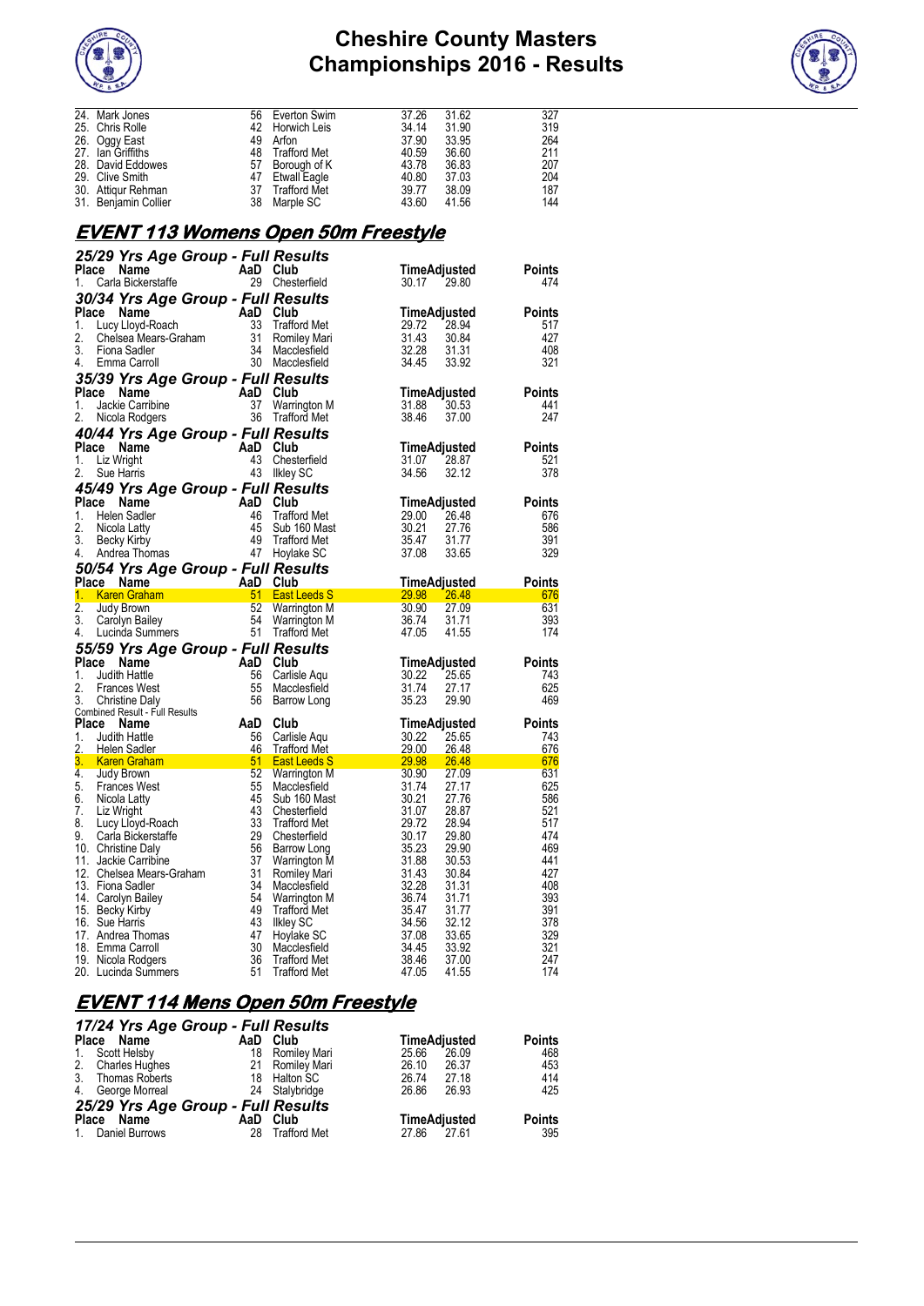| Place | Name | AaD | Club | Time | Adjusted | Points |
|---|---|---|---|---|---|---|
| 24. | Mark Jones | 56 | Everton Swim | 37.26 | 31.62 | 327 |
| 25. | Chris Rolle | 42 | Horwich Leis | 34.14 | 31.90 | 319 |
| 26. | Oggy East | 49 | Arfon | 37.90 | 33.95 | 264 |
| 27. | Ian Griffiths | 48 | Trafford Met | 40.59 | 36.60 | 211 |
| 28. | David Eddowes | 57 | Borough of K | 43.78 | 36.83 | 207 |
| 29. | Clive Smith | 47 | Etwall Eagle | 40.80 | 37.03 | 204 |
| 30. | Attiqur Rehman | 37 | Trafford Met | 39.77 | 38.09 | 187 |
| 31. | Benjamin Collier | 38 | Marple SC | 43.60 | 41.56 | 144 |

## EVENT 113 Womens Open 50m Freestyle

### 25/29 Yrs Age Group - Full Results

| Place | Name | AaD | Club | Time | Adjusted | Points |
|---|---|---|---|---|---|---|
| 1. | Carla Bickerstaffe | 29 | Chesterfield | 30.17 | 29.80 | 474 |

### 30/34 Yrs Age Group - Full Results

| Place | Name | AaD | Club | Time | Adjusted | Points |
|---|---|---|---|---|---|---|
| 1. | Lucy Lloyd-Roach | 33 | Trafford Met | 29.72 | 28.94 | 517 |
| 2. | Chelsea Mears-Graham | 31 | Romiley Mari | 31.43 | 30.84 | 427 |
| 3. | Fiona Sadler | 34 | Macclesfield | 32.28 | 31.31 | 408 |
| 4. | Emma Carroll | 30 | Macclesfield | 34.45 | 33.92 | 321 |

### 35/39 Yrs Age Group - Full Results

| Place | Name | AaD | Club | Time | Adjusted | Points |
|---|---|---|---|---|---|---|
| 1. | Jackie Carribine | 37 | Warrington M | 31.88 | 30.53 | 441 |
| 2. | Nicola Rodgers | 36 | Trafford Met | 38.46 | 37.00 | 247 |

### 40/44 Yrs Age Group - Full Results

| Place | Name | AaD | Club | Time | Adjusted | Points |
|---|---|---|---|---|---|---|
| 1. | Liz Wright | 43 | Chesterfield | 31.07 | 28.87 | 521 |
| 2. | Sue Harris | 43 | Ilkley SC | 34.56 | 32.12 | 378 |

### 45/49 Yrs Age Group - Full Results

| Place | Name | AaD | Club | Time | Adjusted | Points |
|---|---|---|---|---|---|---|
| 1. | Helen Sadler | 46 | Trafford Met | 29.00 | 26.48 | 676 |
| 2. | Nicola Latty | 45 | Sub 160 Mast | 30.21 | 27.76 | 586 |
| 3. | Becky Kirby | 49 | Trafford Met | 35.47 | 31.77 | 391 |
| 4. | Andrea Thomas | 47 | Hoylake SC | 37.08 | 33.65 | 329 |

### 50/54 Yrs Age Group - Full Results

| Place | Name | AaD | Club | Time | Adjusted | Points |
|---|---|---|---|---|---|---|
| 1. | Karen Graham | 51 | East Leeds S | 29.98 | 26.48 | 676 |
| 2. | Judy Brown | 52 | Warrington M | 30.90 | 27.09 | 631 |
| 3. | Carolyn Bailey | 54 | Warrington M | 36.74 | 31.71 | 393 |
| 4. | Lucinda Summers | 51 | Trafford Met | 47.05 | 41.55 | 174 |

### 55/59 Yrs Age Group - Full Results

| Place | Name | AaD | Club | Time | Adjusted | Points |
|---|---|---|---|---|---|---|
| 1. | Judith Hattle | 56 | Carlisle Aqu | 30.22 | 25.65 | 743 |
| 2. | Frances West | 55 | Macclesfield | 31.74 | 27.17 | 625 |
| 3. | Christine Daly | 56 | Barrow Long | 35.23 | 29.90 | 469 |

Combined Result - Full Results

| Place | Name | AaD | Club | Time | Adjusted | Points |
|---|---|---|---|---|---|---|
| 1. | Judith Hattle | 56 | Carlisle Aqu | 30.22 | 25.65 | 743 |
| 2. | Helen Sadler | 46 | Trafford Met | 29.00 | 26.48 | 676 |
| 3. | Karen Graham | 51 | East Leeds S | 29.98 | 26.48 | 676 |
| 4. | Judy Brown | 52 | Warrington M | 30.90 | 27.09 | 631 |
| 5. | Frances West | 55 | Macclesfield | 31.74 | 27.17 | 625 |
| 6. | Nicola Latty | 45 | Sub 160 Mast | 30.21 | 27.76 | 586 |
| 7. | Liz Wright | 43 | Chesterfield | 31.07 | 28.87 | 521 |
| 8. | Lucy Lloyd-Roach | 33 | Trafford Met | 29.72 | 28.94 | 517 |
| 9. | Carla Bickerstaffe | 29 | Chesterfield | 30.17 | 29.80 | 474 |
| 10. | Christine Daly | 56 | Barrow Long | 35.23 | 29.90 | 469 |
| 11. | Jackie Carribine | 37 | Warrington M | 31.88 | 30.53 | 441 |
| 12. | Chelsea Mears-Graham | 31 | Romiley Mari | 31.43 | 30.84 | 427 |
| 13. | Fiona Sadler | 34 | Macclesfield | 32.28 | 31.31 | 408 |
| 14. | Carolyn Bailey | 54 | Warrington M | 36.74 | 31.71 | 393 |
| 15. | Becky Kirby | 49 | Trafford Met | 35.47 | 31.77 | 391 |
| 16. | Sue Harris | 43 | Ilkley SC | 34.56 | 32.12 | 378 |
| 17. | Andrea Thomas | 47 | Hoylake SC | 37.08 | 33.65 | 329 |
| 18. | Emma Carroll | 30 | Macclesfield | 34.45 | 33.92 | 321 |
| 19. | Nicola Rodgers | 36 | Trafford Met | 38.46 | 37.00 | 247 |
| 20. | Lucinda Summers | 51 | Trafford Met | 47.05 | 41.55 | 174 |

## EVENT 114 Mens Open 50m Freestyle

### 17/24 Yrs Age Group - Full Results

| Place | Name | AaD | Club | Time | Adjusted | Points |
|---|---|---|---|---|---|---|
| 1. | Scott Helsby | 18 | Romiley Mari | 25.66 | 26.09 | 468 |
| 2. | Charles Hughes | 21 | Romiley Mari | 26.10 | 26.37 | 453 |
| 3. | Thomas Roberts | 18 | Halton SC | 26.74 | 27.18 | 414 |
| 4. | George Morreal | 24 | Stalybridge | 26.86 | 26.93 | 425 |

### 25/29 Yrs Age Group - Full Results

| Place | Name | AaD | Club | Time | Adjusted | Points |
|---|---|---|---|---|---|---|
| 1. | Daniel Burrows | 28 | Trafford Met | 27.86 | 27.61 | 395 |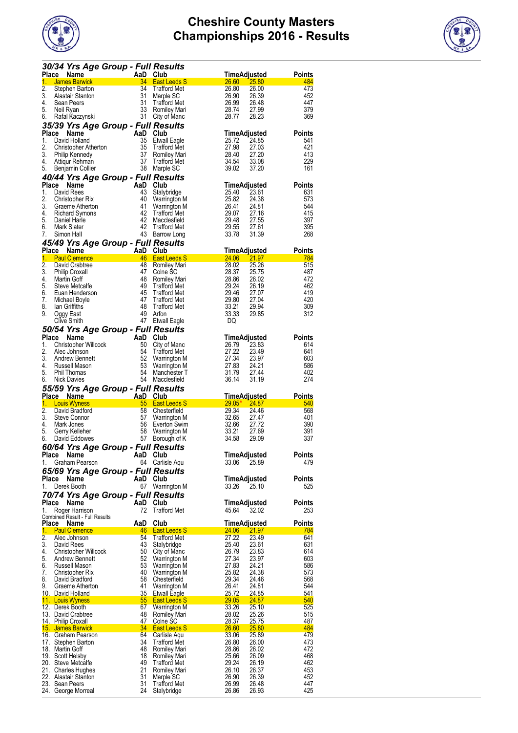# Cheshire County Masters Championships 2016 - Results

### 30/34 Yrs Age Group - Full Results

| Place | Name | AaD | Club | Time | Adjusted | Points |
|---|---|---|---|---|---|---|
| 1. | James Barwick | 34 | East Leeds S | 26.60 | 25.80 | 484 |
| 2. | Stephen Barton | 34 | Trafford Met | 26.80 | 26.00 | 473 |
| 3. | Alastair Stanton | 31 | Marple SC | 26.90 | 26.39 | 452 |
| 4. | Sean Peers | 31 | Trafford Met | 26.99 | 26.48 | 447 |
| 5. | Neil Ryan | 33 | Romiley Mari | 28.74 | 27.99 | 379 |
| 6. | Rafal Kaczynski | 31 | City of Manc | 28.77 | 28.23 | 369 |

### 35/39 Yrs Age Group - Full Results

| Place | Name | AaD | Club | Time | Adjusted | Points |
|---|---|---|---|---|---|---|
| 1. | David Holland | 35 | Etwall Eagle | 25.72 | 24.85 | 541 |
| 2. | Christopher Atherton | 35 | Trafford Met | 27.98 | 27.03 | 421 |
| 3. | Philip Kennedy | 37 | Romiley Mari | 28.40 | 27.20 | 413 |
| 4. | Attiqur Rehman | 37 | Trafford Met | 34.54 | 33.08 | 229 |
| 5. | Benjamin Collier | 38 | Marple SC | 39.02 | 37.20 | 161 |

### 40/44 Yrs Age Group - Full Results

| Place | Name | AaD | Club | Time | Adjusted | Points |
|---|---|---|---|---|---|---|
| 1. | David Rees | 43 | Stalybridge | 25.40 | 23.61 | 631 |
| 2. | Christopher Rix | 40 | Warrington M | 25.82 | 24.38 | 573 |
| 3. | Graeme Atherton | 41 | Warrington M | 26.41 | 24.81 | 544 |
| 4. | Richard Symons | 42 | Trafford Met | 29.07 | 27.16 | 415 |
| 5. | Daniel Harle | 42 | Macclesfield | 29.48 | 27.55 | 397 |
| 6. | Mark Slater | 42 | Trafford Met | 29.55 | 27.61 | 395 |
| 7. | Simon Hall | 43 | Barrow Long | 33.78 | 31.39 | 268 |

### 45/49 Yrs Age Group - Full Results

| Place | Name | AaD | Club | Time | Adjusted | Points |
|---|---|---|---|---|---|---|
| 1. | Paul Clemence | 46 | East Leeds S | 24.06 | 21.97 | 784 |
| 2. | David Crabtree | 48 | Romiley Mari | 28.02 | 25.26 | 515 |
| 3. | Philip Croxall | 47 | Colne SC | 28.37 | 25.75 | 487 |
| 4. | Martin Goff | 48 | Romiley Mari | 28.86 | 26.02 | 472 |
| 5. | Steve Metcalfe | 49 | Trafford Met | 29.24 | 26.19 | 462 |
| 6. | Euan Henderson | 45 | Trafford Met | 29.46 | 27.07 | 419 |
| 7. | Michael Boyle | 47 | Trafford Met | 29.80 | 27.04 | 420 |
| 8. | Ian Griffiths | 48 | Trafford Met | 33.21 | 29.94 | 309 |
| 9. | Oggy East | 49 | Arfon | 33.33 | 29.85 | 312 |
| | Clive Smith | 47 | Etwall Eagle | DQ | | |

### 50/54 Yrs Age Group - Full Results

| Place | Name | AaD | Club | Time | Adjusted | Points |
|---|---|---|---|---|---|---|
| 1. | Christopher Willcock | 50 | City of Manc | 26.79 | 23.83 | 614 |
| 2. | Alec Johnson | 54 | Trafford Met | 27.22 | 23.49 | 641 |
| 3. | Andrew Bennett | 52 | Warrington M | 27.34 | 23.97 | 603 |
| 4. | Russell Mason | 53 | Warrington M | 27.83 | 24.21 | 586 |
| 5. | Phil Thomas | 54 | Manchester T | 31.79 | 27.44 | 402 |
| 6. | Nick Davies | 54 | Macclesfield | 36.14 | 31.19 | 274 |

### 55/59 Yrs Age Group - Full Results

| Place | Name | AaD | Club | Time | Adjusted | Points |
|---|---|---|---|---|---|---|
| 1. | Louis Wyness | 55 | East Leeds S | 29.05* | 24.87 | 540 |
| 2. | David Bradford | 58 | Chesterfield | 29.34 | 24.46 | 568 |
| 3. | Steve Connor | 57 | Warrington M | 32.65 | 27.47 | 401 |
| 4. | Mark Jones | 56 | Everton Swim | 32.66 | 27.72 | 390 |
| 5. | Gerry Kelleher | 58 | Warrington M | 33.21 | 27.69 | 391 |
| 6. | David Eddowes | 57 | Borough of K | 34.58 | 29.09 | 337 |

### 60/64 Yrs Age Group - Full Results

| Place | Name | AaD | Club | Time | Adjusted | Points |
|---|---|---|---|---|---|---|
| 1. | Graham Pearson | 64 | Carlisle Aqu | 33.06 | 25.89 | 479 |

### 65/69 Yrs Age Group - Full Results

| Place | Name | AaD | Club | Time | Adjusted | Points |
|---|---|---|---|---|---|---|
| 1. | Derek Booth | 67 | Warrington M | 33.26 | 25.10 | 525 |

### 70/74 Yrs Age Group - Full Results

| Place | Name | AaD | Club | Time | Adjusted | Points |
|---|---|---|---|---|---|---|
| 1. | Roger Harrison | 72 | Trafford Met | 45.64 | 32.02 | 253 |

Combined Result - Full Results

| Place | Name | AaD | Club | Time | Adjusted | Points |
|---|---|---|---|---|---|---|
| 1. | Paul Clemence | 46 | East Leeds S | 24.06 | 21.97 | 784 |
| 2. | Alec Johnson | 54 | Trafford Met | 27.22 | 23.49 | 641 |
| 3. | David Rees | 43 | Stalybridge | 25.40 | 23.61 | 631 |
| 4. | Christopher Willcock | 50 | City of Manc | 26.79 | 23.83 | 614 |
| 5. | Andrew Bennett | 52 | Warrington M | 27.34 | 23.97 | 603 |
| 6. | Russell Mason | 53 | Warrington M | 27.83 | 24.21 | 586 |
| 7. | Christopher Rix | 40 | Warrington M | 25.82 | 24.38 | 573 |
| 8. | David Bradford | 58 | Chesterfield | 29.34 | 24.46 | 568 |
| 9. | Graeme Atherton | 41 | Warrington M | 26.41 | 24.81 | 544 |
| 10. | David Holland | 35 | Etwall Eagle | 25.72 | 24.85 | 541 |
| 11. | Louis Wyness | 55 | East Leeds S | 29.05 | 24.87 | 540 |
| 12. | Derek Booth | 67 | Warrington M | 33.26 | 25.10 | 525 |
| 13. | David Crabtree | 48 | Romiley Mari | 28.02 | 25.26 | 515 |
| 14. | Philip Croxall | 47 | Colne SC | 28.37 | 25.75 | 487 |
| 15. | James Barwick | 34 | East Leeds S | 26.60 | 25.80 | 484 |
| 16. | Graham Pearson | 64 | Carlisle Aqu | 33.06 | 25.89 | 479 |
| 17. | Stephen Barton | 34 | Trafford Met | 26.80 | 26.00 | 473 |
| 18. | Martin Goff | 48 | Romiley Mari | 28.86 | 26.02 | 472 |
| 19. | Scott Helsby | 18 | Romiley Mari | 25.66 | 26.09 | 468 |
| 20. | Steve Metcalfe | 49 | Trafford Met | 29.24 | 26.19 | 462 |
| 21. | Charles Hughes | 21 | Romiley Mari | 26.10 | 26.37 | 453 |
| 22. | Alastair Stanton | 31 | Marple SC | 26.90 | 26.39 | 452 |
| 23. | Sean Peers | 31 | Trafford Met | 26.99 | 26.48 | 447 |
| 24. | George Morreal | 24 | Stalybridge | 26.86 | 26.93 | 425 |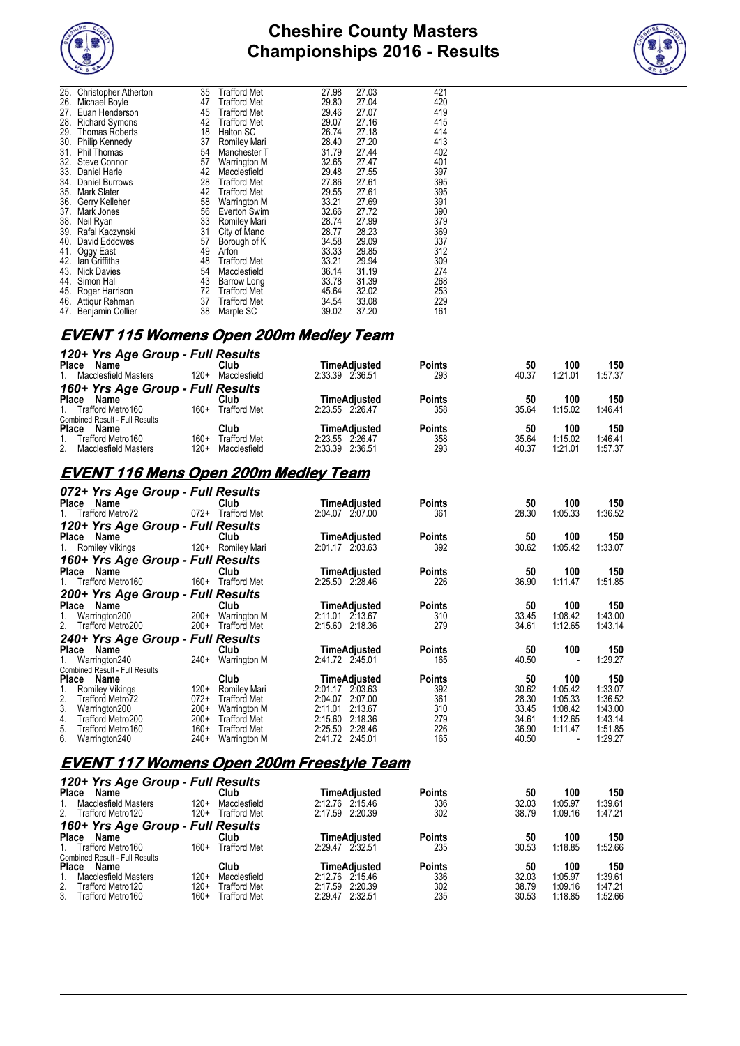| Place | Name | Age | Club | 50 | Time | Points |
|---|---|---|---|---|---|---|
| 25. | Christopher Atherton | 35 | Trafford Met | 27.98 | 27.03 | 421 |
| 26. | Michael Boyle | 47 | Trafford Met | 29.80 | 27.04 | 420 |
| 27. | Euan Henderson | 45 | Trafford Met | 29.46 | 27.07 | 419 |
| 28. | Richard Symons | 42 | Trafford Met | 29.07 | 27.16 | 415 |
| 29. | Thomas Roberts | 18 | Halton SC | 26.74 | 27.18 | 414 |
| 30. | Philip Kennedy | 37 | Romiley Mari | 28.40 | 27.20 | 413 |
| 31. | Phil Thomas | 54 | Manchester T | 31.79 | 27.44 | 402 |
| 32. | Steve Connor | 57 | Warrington M | 32.65 | 27.47 | 401 |
| 33. | Daniel Harle | 42 | Macclesfield | 29.48 | 27.55 | 397 |
| 34. | Daniel Burrows | 28 | Trafford Met | 27.86 | 27.61 | 395 |
| 35. | Mark Slater | 42 | Trafford Met | 29.55 | 27.61 | 395 |
| 36. | Gerry Kelleher | 58 | Warrington M | 33.21 | 27.69 | 391 |
| 37. | Mark Jones | 56 | Everton Swim | 32.66 | 27.72 | 390 |
| 38. | Neil Ryan | 33 | Romiley Mari | 28.74 | 27.99 | 379 |
| 39. | Rafal Kaczynski | 31 | City of Manc | 28.77 | 28.23 | 369 |
| 40. | David Eddowes | 57 | Borough of K | 34.58 | 29.09 | 337 |
| 41. | Oggy East | 49 | Arfon | 33.33 | 29.85 | 312 |
| 42. | Ian Griffiths | 48 | Trafford Met | 33.21 | 29.94 | 309 |
| 43. | Nick Davies | 54 | Macclesfield | 36.14 | 31.19 | 274 |
| 44. | Simon Hall | 43 | Barrow Long | 33.78 | 31.39 | 268 |
| 45. | Roger Harrison | 72 | Trafford Met | 45.64 | 32.02 | 253 |
| 46. | Attiqur Rehman | 37 | Trafford Met | 34.54 | 33.08 | 229 |
| 47. | Benjamin Collier | 38 | Marple SC | 39.02 | 37.20 | 161 |

## EVENT 115 Womens Open 200m Medley Team

### 120+ Yrs Age Group - Full Results

| Place | Name | | Club | Time | Adjusted | Points | 50 | 100 | 150 |
|---|---|---|---|---|---|---|---|---|---|
| 1. | Macclesfield Masters | 120+ | Macclesfield | 2:33.39 | 2:36.51 | 293 | 40.37 | 1:21.01 | 1:57.37 |

### 160+ Yrs Age Group - Full Results

| Place | Name | | Club | Time | Adjusted | Points | 50 | 100 | 150 |
|---|---|---|---|---|---|---|---|---|---|
| 1. | Trafford Metro160 | 160+ | Trafford Met | 2:23.55 | 2:26.47 | 358 | 35.64 | 1:15.02 | 1:46.41 |

Combined Result - Full Results

| Place | Name | | Club | Time | Adjusted | Points | 50 | 100 | 150 |
|---|---|---|---|---|---|---|---|---|---|
| 1. | Trafford Metro160 | 160+ | Trafford Met | 2:23.55 | 2:26.47 | 358 | 35.64 | 1:15.02 | 1:46.41 |
| 2. | Macclesfield Masters | 120+ | Macclesfield | 2:33.39 | 2:36.51 | 293 | 40.37 | 1:21.01 | 1:57.37 |

## EVENT 116 Mens Open 200m Medley Team

### 072+ Yrs Age Group - Full Results

| Place | Name | | Club | Time | Adjusted | Points | 50 | 100 | 150 |
|---|---|---|---|---|---|---|---|---|---|
| 1. | Trafford Metro72 | 072+ | Trafford Met | 2:04.07 | 2:07.00 | 361 | 28.30 | 1:05.33 | 1:36.52 |

### 120+ Yrs Age Group - Full Results

| Place | Name | | Club | Time | Adjusted | Points | 50 | 100 | 150 |
|---|---|---|---|---|---|---|---|---|---|
| 1. | Romiley Vikings | 120+ | Romiley Mari | 2:01.17 | 2:03.63 | 392 | 30.62 | 1:05.42 | 1:33.07 |

### 160+ Yrs Age Group - Full Results

| Place | Name | | Club | Time | Adjusted | Points | 50 | 100 | 150 |
|---|---|---|---|---|---|---|---|---|---|
| 1. | Trafford Metro160 | 160+ | Trafford Met | 2:25.50 | 2:28.46 | 226 | 36.90 | 1:11.47 | 1:51.85 |

### 200+ Yrs Age Group - Full Results

| Place | Name | | Club | Time | Adjusted | Points | 50 | 100 | 150 |
|---|---|---|---|---|---|---|---|---|---|
| 1. | Warrington200 | 200+ | Warrington M | 2:11.01 | 2:13.67 | 310 | 33.45 | 1:08.42 | 1:43.00 |
| 2. | Trafford Metro200 | 200+ | Trafford Met | 2:15.60 | 2:18.36 | 279 | 34.61 | 1:12.65 | 1:43.14 |

### 240+ Yrs Age Group - Full Results

| Place | Name | | Club | Time | Adjusted | Points | 50 | 100 | 150 |
|---|---|---|---|---|---|---|---|---|---|
| 1. | Warrington240 | 240+ | Warrington M | 2:41.72 | 2:45.01 | 165 | 40.50 | - | 1:29.27 |

Combined Result - Full Results

| Place | Name | | Club | Time | Adjusted | Points | 50 | 100 | 150 |
|---|---|---|---|---|---|---|---|---|---|
| 1. | Romiley Vikings | 120+ | Romiley Mari | 2:01.17 | 2:03.63 | 392 | 30.62 | 1:05.42 | 1:33.07 |
| 2. | Trafford Metro72 | 072+ | Trafford Met | 2:04.07 | 2:07.00 | 361 | 28.30 | 1:05.33 | 1:36.52 |
| 3. | Warrington200 | 200+ | Warrington M | 2:11.01 | 2:13.67 | 310 | 33.45 | 1:08.42 | 1:43.00 |
| 4. | Trafford Metro200 | 200+ | Trafford Met | 2:15.60 | 2:18.36 | 279 | 34.61 | 1:12.65 | 1:43.14 |
| 5. | Trafford Metro160 | 160+ | Trafford Met | 2:25.50 | 2:28.46 | 226 | 36.90 | 1:11.47 | 1:51.85 |
| 6. | Warrington240 | 240+ | Warrington M | 2:41.72 | 2:45.01 | 165 | 40.50 | - | 1:29.27 |

## EVENT 117 Womens Open 200m Freestyle Team

### 120+ Yrs Age Group - Full Results

| Place | Name | | Club | Time | Adjusted | Points | 50 | 100 | 150 |
|---|---|---|---|---|---|---|---|---|---|
| 1. | Macclesfield Masters | 120+ | Macclesfield | 2:12.76 | 2:15.46 | 336 | 32.03 | 1:05.97 | 1:39.61 |
| 2. | Trafford Metro120 | 120+ | Trafford Met | 2:17.59 | 2:20.39 | 302 | 38.79 | 1:09.16 | 1:47.21 |

### 160+ Yrs Age Group - Full Results

| Place | Name | | Club | Time | Adjusted | Points | 50 | 100 | 150 |
|---|---|---|---|---|---|---|---|---|---|
| 1. | Trafford Metro160 | 160+ | Trafford Met | 2:29.47 | 2:32.51 | 235 | 30.53 | 1:18.85 | 1:52.66 |

Combined Result - Full Results

| Place | Name | | Club | Time | Adjusted | Points | 50 | 100 | 150 |
|---|---|---|---|---|---|---|---|---|---|
| 1. | Macclesfield Masters | 120+ | Macclesfield | 2:12.76 | 2:15.46 | 336 | 32.03 | 1:05.97 | 1:39.61 |
| 2. | Trafford Metro120 | 120+ | Trafford Met | 2:17.59 | 2:20.39 | 302 | 38.79 | 1:09.16 | 1:47.21 |
| 3. | Trafford Metro160 | 160+ | Trafford Met | 2:29.47 | 2:32.51 | 235 | 30.53 | 1:18.85 | 1:52.66 |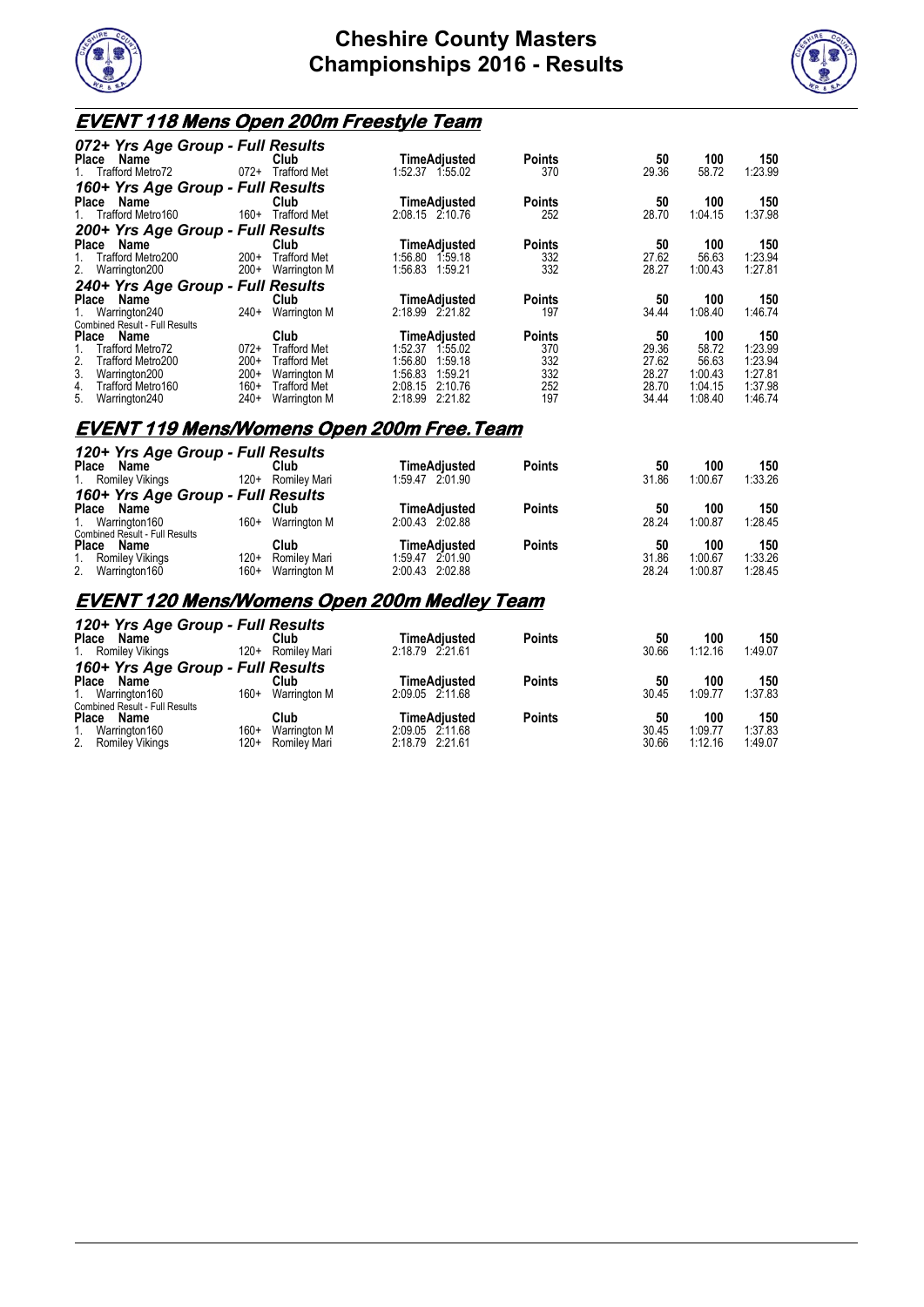# Cheshire County Masters Championships 2016 - Results

## EVENT 118 Mens Open 200m Freestyle Team

### 072+ Yrs Age Group - Full Results

| Place | Name | | Club | Time | Adjusted | Points | 50 | 100 | 150 |
|---|---|---|---|---|---|---|---|---|---|
| 1. | Trafford Metro72 | 072+ | Trafford Met | 1:52.37 | 1:55.02 | 370 | 29.36 | 58.72 | 1:23.99 |

### 160+ Yrs Age Group - Full Results

| Place | Name | | Club | Time | Adjusted | Points | 50 | 100 | 150 |
|---|---|---|---|---|---|---|---|---|---|
| 1. | Trafford Metro160 | 160+ | Trafford Met | 2:08.15 | 2:10.76 | 252 | 28.70 | 1:04.15 | 1:37.98 |

### 200+ Yrs Age Group - Full Results

| Place | Name | | Club | Time | Adjusted | Points | 50 | 100 | 150 |
|---|---|---|---|---|---|---|---|---|---|
| 1. | Trafford Metro200 | 200+ | Trafford Met | 1:56.80 | 1:59.18 | 332 | 27.62 | 56.63 | 1:23.94 |
| 2. | Warrington200 | 200+ | Warrington M | 1:56.83 | 1:59.21 | 332 | 28.27 | 1:00.43 | 1:27.81 |

### 240+ Yrs Age Group - Full Results

| Place | Name | | Club | Time | Adjusted | Points | 50 | 100 | 150 |
|---|---|---|---|---|---|---|---|---|---|
| 1. | Warrington240 | 240+ | Warrington M | 2:18.99 | 2:21.82 | 197 | 34.44 | 1:08.40 | 1:46.74 |

Combined Result - Full Results

| Place | Name | | Club | Time | Adjusted | Points | 50 | 100 | 150 |
|---|---|---|---|---|---|---|---|---|---|
| 1. | Trafford Metro72 | 072+ | Trafford Met | 1:52.37 | 1:55.02 | 370 | 29.36 | 58.72 | 1:23.99 |
| 2. | Trafford Metro200 | 200+ | Trafford Met | 1:56.80 | 1:59.18 | 332 | 27.62 | 56.63 | 1:23.94 |
| 3. | Warrington200 | 200+ | Warrington M | 1:56.83 | 1:59.21 | 332 | 28.27 | 1:00.43 | 1:27.81 |
| 4. | Trafford Metro160 | 160+ | Trafford Met | 2:08.15 | 2:10.76 | 252 | 28.70 | 1:04.15 | 1:37.98 |
| 5. | Warrington240 | 240+ | Warrington M | 2:18.99 | 2:21.82 | 197 | 34.44 | 1:08.40 | 1:46.74 |

## EVENT 119 Mens/Womens Open 200m Free.Team

### 120+ Yrs Age Group - Full Results

| Place | Name | | Club | Time | Adjusted | Points | 50 | 100 | 150 |
|---|---|---|---|---|---|---|---|---|---|
| 1. | Romiley Vikings | 120+ | Romiley Mari | 1:59.47 | 2:01.90 | | 31.86 | 1:00.67 | 1:33.26 |

### 160+ Yrs Age Group - Full Results

| Place | Name | | Club | Time | Adjusted | Points | 50 | 100 | 150 |
|---|---|---|---|---|---|---|---|---|---|
| 1. | Warrington160 | 160+ | Warrington M | 2:00.43 | 2:02.88 | | 28.24 | 1:00.87 | 1:28.45 |

Combined Result - Full Results

| Place | Name | | Club | Time | Adjusted | Points | 50 | 100 | 150 |
|---|---|---|---|---|---|---|---|---|---|
| 1. | Romiley Vikings | 120+ | Romiley Mari | 1:59.47 | 2:01.90 | | 31.86 | 1:00.67 | 1:33.26 |
| 2. | Warrington160 | 160+ | Warrington M | 2:00.43 | 2:02.88 | | 28.24 | 1:00.87 | 1:28.45 |

## EVENT 120 Mens/Womens Open 200m Medley Team

### 120+ Yrs Age Group - Full Results

| Place | Name | | Club | Time | Adjusted | Points | 50 | 100 | 150 |
|---|---|---|---|---|---|---|---|---|---|
| 1. | Romiley Vikings | 120+ | Romiley Mari | 2:18.79 | 2:21.61 | | 30.66 | 1:12.16 | 1:49.07 |

### 160+ Yrs Age Group - Full Results

| Place | Name | | Club | Time | Adjusted | Points | 50 | 100 | 150 |
|---|---|---|---|---|---|---|---|---|---|
| 1. | Warrington160 | 160+ | Warrington M | 2:09.05 | 2:11.68 | | 30.45 | 1:09.77 | 1:37.83 |

Combined Result - Full Results

| Place | Name | | Club | Time | Adjusted | Points | 50 | 100 | 150 |
|---|---|---|---|---|---|---|---|---|---|
| 1. | Warrington160 | 160+ | Warrington M | 2:09.05 | 2:11.68 | | 30.45 | 1:09.77 | 1:37.83 |
| 2. | Romiley Vikings | 120+ | Romiley Mari | 2:18.79 | 2:21.61 | | 30.66 | 1:12.16 | 1:49.07 |